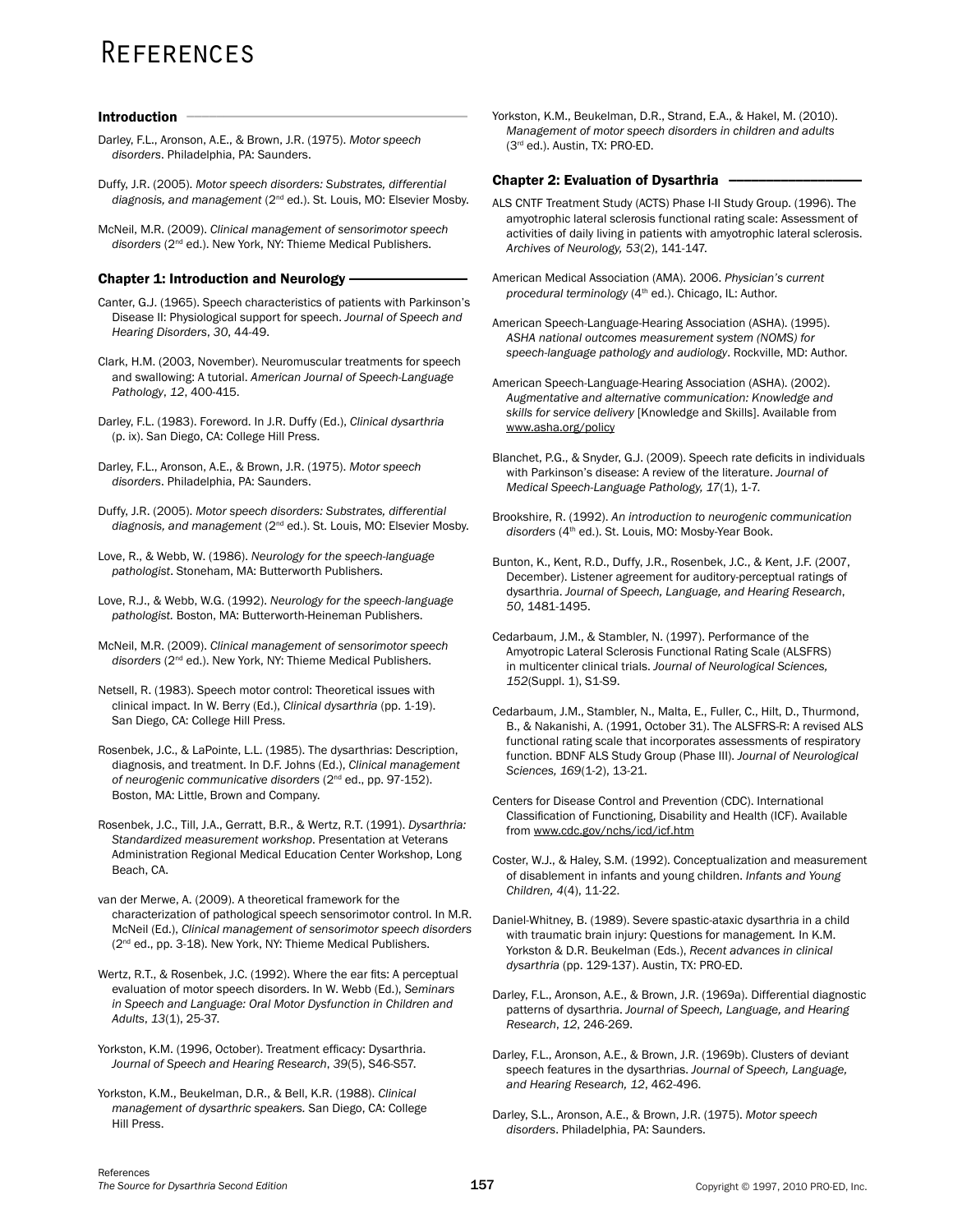# References

## Introduction

Darley, F.L., Aronson, A.E., & Brown, J.R. (1975). *Motor speech disorders*. Philadelphia, PA: Saunders.

Duffy, J.R. (2005). *Motor speech disorders: Substrates, differential diagnosis, and management* (2nd ed.). St. Louis, MO: Elsevier Mosby.

McNeil, M.R. (2009). *Clinical management of sensorimotor speech disorders* (2nd ed.). New York, NY: Thieme Medical Publishers.

## Chapter 1: Introduction and Neurology

Canter, G.J. (1965). Speech characteristics of patients with Parkinson's Disease II: Physiological support for speech. *Journal of Speech and Hearing Disorders*, *30*, 44-49.

Clark, H.M. (2003, November). Neuromuscular treatments for speech and swallowing: A tutorial. *American Journal of Speech-Language Pathology*, *12*, 400-415.

Darley, F.L. (1983). Foreword. In J.R. Duffy (Ed.), *Clinical dysarthria* (p. ix). San Diego, CA: College Hill Press.

Darley, F.L., Aronson, A.E., & Brown, J.R. (1975). *Motor speech disorders*. Philadelphia, PA: Saunders.

Duffy, J.R. (2005). *Motor speech disorders: Substrates, differential diagnosis, and management* (2nd ed.). St. Louis, MO: Elsevier Mosby.

Love, R., & Webb, W. (1986). *Neurology for the speech-language pathologist*. Stoneham, MA: Butterworth Publishers.

Love, R.J., & Webb, W.G. (1992). *Neurology for the speech-language pathologist.* Boston, MA: Butterworth-Heineman Publishers.

McNeil, M.R. (2009). *Clinical management of sensorimotor speech disorders* (2nd ed.). New York, NY: Thieme Medical Publishers.

Netsell, R. (1983). Speech motor control: Theoretical issues with clinical impact. In W. Berry (Ed.), *Clinical dysarthria* (pp. 1-19). San Diego, CA: College Hill Press.

Rosenbek, J.C., & LaPointe, L.L. (1985). The dysarthrias: Description, diagnosis, and treatment. In D.F. Johns (Ed.), *Clinical management of neurogenic communicative disorders* (2nd ed., pp. 97-152). Boston, MA: Little, Brown and Company.

Rosenbek, J.C., Till, J.A., Gerratt, B.R., & Wertz, R.T. (1991). *Dysarthria: Standardized measurement workshop*. Presentation at Veterans Administration Regional Medical Education Center Workshop, Long Beach, CA.

van der Merwe, A. (2009). A theoretical framework for the characterization of pathological speech sensorimotor control. In M.R. McNeil (Ed.), *Clinical management of sensorimotor speech disorders* (2nd ed., pp. 3-18). New York, NY: Thieme Medical Publishers.

Wertz, R.T., & Rosenbek, J.C. (1992). Where the ear fits: A perceptual evaluation of motor speech disorders. In W. Webb (Ed.), *Seminars in Speech and Language: Oral Motor Dysfunction in Children and Adults*, *13*(1), 25-37.

Yorkston, K.M. (1996, October). Treatment efficacy: Dysarthria. *Journal of Speech and Hearing Research*, *39*(5), S46-S57.

Yorkston, K.M., Beukelman, D.R., & Bell, K.R. (1988). *Clinical management of dysarthric speakers.* San Diego, CA: College Hill Press.

Yorkston, K.M., Beukelman, D.R., Strand, E.A., & Hakel, M. (2010). *Management of motor speech disorders in children and adults* (3rd ed.). Austin, TX: PRO-ED.

## Chapter 2: Evaluation of Dysarthria

ALS CNTF Treatment Study (ACTS) Phase I-II Study Group. (1996). The amyotrophic lateral sclerosis functional rating scale: Assessment of activities of daily living in patients with amyotrophic lateral sclerosis. *Archives of Neurology, 53*(2), 141-147.

American Medical Association (AMA). 2006. *Physician's current procedural terminology* (4th ed.). Chicago, IL: Author.

American Speech-Language-Hearing Association (ASHA). (1995). *ASHA national outcomes measurement system (NOMS) for speech-language pathology and audiology*. Rockville, MD: Author.

American Speech-Language-Hearing Association (ASHA). (2002). *Augmentative and alternative communication: Knowledge and skills for service delivery* [Knowledge and Skills]. Available from www.asha.org/policy

Blanchet, P.G., & Snyder, G.J. (2009). Speech rate deficits in individuals with Parkinson's disease: A review of the literature. *Journal of Medical Speech-Language Pathology, 17*(1), 1-7.

Brookshire, R. (1992). *An introduction to neurogenic communication disorders* (4th ed.). St. Louis, MO: Mosby-Year Book.

Bunton, K., Kent, R.D., Duffy, J.R., Rosenbek, J.C., & Kent, J.F. (2007, December). Listener agreement for auditory-perceptual ratings of dysarthria. *Journal of Speech, Language, and Hearing Research*, *50*, 1481-1495.

Cedarbaum, J.M., & Stambler, N. (1997). Performance of the Amyotropic Lateral Sclerosis Functional Rating Scale (ALSFRS) in multicenter clinical trials. *Journal of Neurological Sciences, 152*(Suppl. 1), S1-S9.

Cedarbaum, J.M., Stambler, N., Malta, E., Fuller, C., Hilt, D., Thurmond, B., & Nakanishi, A. (1991, October 31). The ALSFRS-R: A revised ALS functional rating scale that incorporates assessments of respiratory function. BDNF ALS Study Group (Phase III). *Journal of Neurological Sciences, 169*(1-2), 13-21.

Centers for Disease Control and Prevention (CDC). International Classification of Functioning, Disability and Health (ICF). Available from www.cdc.gov/nchs/icd/icf.htm

Coster, W.J., & Haley, S.M. (1992). Conceptualization and measurement of disablement in infants and young children. *Infants and Young Children, 4*(4), 11-22.

Daniel-Whitney, B. (1989). Severe spastic-ataxic dysarthria in a child with traumatic brain injury: Questions for management. In K.M. Yorkston & D.R. Beukelman (Eds.), *Recent advances in clinical dysarthria* (pp. 129-137). Austin, TX: PRO-ED.

Darley, F.L., Aronson, A.E., & Brown, J.R. (1969a). Differential diagnostic patterns of dysarthria. *Journal of Speech, Language, and Hearing Research*, *12*, 246-269.

Darley, F.L., Aronson, A.E., & Brown, J.R. (1969b). Clusters of deviant speech features in the dysarthrias. *Journal of Speech, Language, and Hearing Research, 12*, 462-496.

Darley, S.L., Aronson, A.E., & Brown, J.R. (1975). *Motor speech disorders*. Philadelphia, PA: Saunders.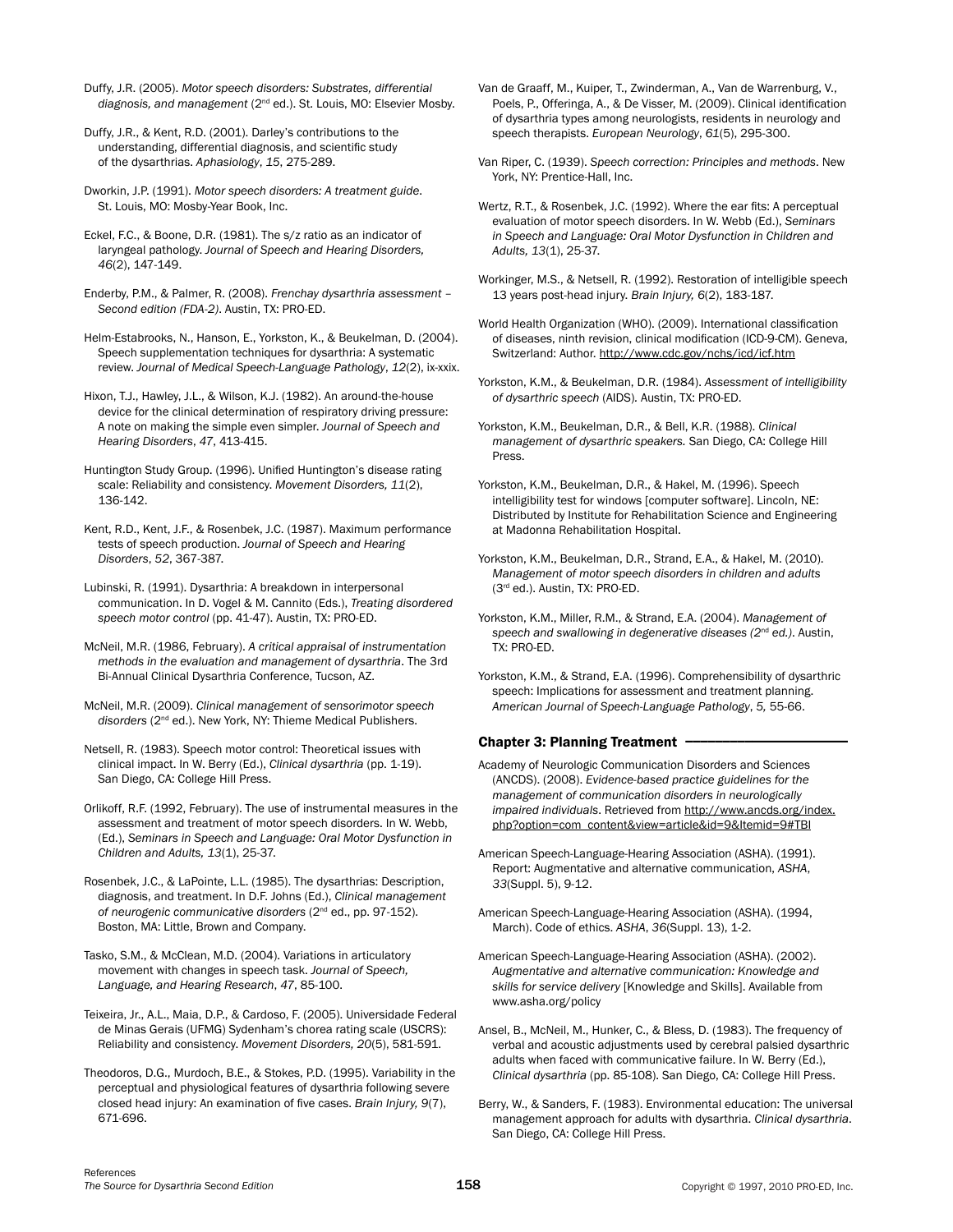Duffy, J.R. (2005). *Motor speech disorders: Substrates, differential diagnosis, and management* (2nd ed.). St. Louis, MO: Elsevier Mosby.

Duffy, J.R., & Kent, R.D. (2001). Darley's contributions to the understanding, differential diagnosis, and scientific study of the dysarthrias. *Aphasiology*, *15*, 275-289.

Dworkin, J.P. (1991). *Motor speech disorders: A treatment guide*. St. Louis, MO: Mosby-Year Book, Inc.

Eckel, F.C., & Boone, D.R. (1981). The s/z ratio as an indicator of laryngeal pathology. *Journal of Speech and Hearing Disorders, 46*(2), 147-149.

Enderby, P.M., & Palmer, R. (2008). *Frenchay dysarthria assessment – Second edition (FDA-2)*. Austin, TX: PRO-ED.

Helm-Estabrooks, N., Hanson, E., Yorkston, K., & Beukelman, D. (2004). Speech supplementation techniques for dysarthria: A systematic review. *Journal of Medical Speech-Language Pathology*, *12*(2), ix-xxix.

Hixon, T.J., Hawley, J.L., & Wilson, K.J. (1982). An around-the-house device for the clinical determination of respiratory driving pressure: A note on making the simple even simpler. *Journal of Speech and Hearing Disorders*, *47*, 413-415.

Huntington Study Group. (1996). Unified Huntington's disease rating scale: Reliability and consistency. *Movement Disorders, 11*(2), 136-142.

Kent, R.D., Kent, J.F., & Rosenbek, J.C. (1987). Maximum performance tests of speech production. *Journal of Speech and Hearing Disorders*, *52*, 367-387.

Lubinski, R. (1991). Dysarthria: A breakdown in interpersonal communication. In D. Vogel & M. Cannito (Eds.), *Treating disordered speech motor control* (pp. 41-47). Austin, TX: PRO-ED.

McNeil, M.R. (1986, February). *A critical appraisal of instrumentation methods in the evaluation and management of dysarthria*. The 3rd Bi-Annual Clinical Dysarthria Conference, Tucson, AZ.

McNeil, M.R. (2009). *Clinical management of sensorimotor speech disorders* (2nd ed.). New York, NY: Thieme Medical Publishers.

Netsell, R. (1983). Speech motor control: Theoretical issues with clinical impact. In W. Berry (Ed.), *Clinical dysarthria* (pp. 1-19). San Diego, CA: College Hill Press.

Orlikoff, R.F. (1992, February). The use of instrumental measures in the assessment and treatment of motor speech disorders. In W. Webb, (Ed.), *Seminars in Speech and Language: Oral Motor Dysfunction in Children and Adults, 13*(1), 25-37.

Rosenbek, J.C., & LaPointe, L.L. (1985). The dysarthrias: Description, diagnosis, and treatment. In D.F. Johns (Ed.), *Clinical management of neurogenic communicative disorders* (2nd ed., pp. 97-152). Boston, MA: Little, Brown and Company.

Tasko, S.M., & McClean, M.D. (2004). Variations in articulatory movement with changes in speech task. *Journal of Speech, Language, and Hearing Research*, *47*, 85-100.

Teixeira, Jr., A.L., Maia, D.P., & Cardoso, F. (2005). Universidade Federal de Minas Gerais (UFMG) Sydenham's chorea rating scale (USCRS): Reliability and consistency. *Movement Disorders, 20*(5), 581-591.

Theodoros, D.G., Murdoch, B.E., & Stokes, P.D. (1995). Variability in the perceptual and physiological features of dysarthria following severe closed head injury: An examination of five cases. *Brain Injury, 9*(7), 671-696.

Van de Graaff, M., Kuiper, T., Zwinderman, A., Van de Warrenburg, V., Poels, P., Offeringa, A., & De Visser, M. (2009). Clinical identification of dysarthria types among neurologists, residents in neurology and speech therapists. *European Neurology*, *61*(5), 295-300.

Van Riper, C. (1939). *Speech correction: Principles and methods*. New York, NY: Prentice-Hall, Inc.

Wertz, R.T., & Rosenbek, J.C. (1992). Where the ear fits: A perceptual evaluation of motor speech disorders. In W. Webb (Ed.), *Seminars in Speech and Language: Oral Motor Dysfunction in Children and Adults, 13*(1), 25-37.

Workinger, M.S., & Netsell, R. (1992). Restoration of intelligible speech 13 years post-head injury. *Brain Injury, 6*(2), 183-187.

World Health Organization (WHO). (2009). International classification of diseases, ninth revision, clinical modification (ICD-9-CM). Geneva, Switzerland: Author. http://www.cdc.gov/nchs/icd/icf.htm

Yorkston, K.M., & Beukelman, D.R. (1984). *Assessment of intelligibility of dysarthric speech* (AIDS). Austin, TX: PRO-ED.

Yorkston, K.M., Beukelman, D.R., & Bell, K.R. (1988). *Clinical management of dysarthric speakers.* San Diego, CA: College Hill Press.

Yorkston, K.M., Beukelman, D.R., & Hakel, M. (1996). Speech intelligibility test for windows [computer software]. Lincoln, NE: Distributed by Institute for Rehabilitation Science and Engineering at Madonna Rehabilitation Hospital.

Yorkston, K.M., Beukelman, D.R., Strand, E.A., & Hakel, M. (2010). *Management of motor speech disorders in children and adults* (3rd ed.). Austin, TX: PRO-ED.

Yorkston, K.M., Miller, R.M., & Strand, E.A. (2004). *Management of speech and swallowing in degenerative diseases (2nd ed.)*. Austin, TX: PRO-ED.

Yorkston, K.M., & Strand, E.A. (1996). Comprehensibility of dysarthric speech: Implications for assessment and treatment planning. *American Journal of Speech-Language Pathology*, *5,* 55-66.

## Chapter 3: Planning Treatment

Academy of Neurologic Communication Disorders and Sciences (ANCDS). (2008). *Evidence-based practice guidelines for the management of communication disorders in neurologically impaired individuals*. Retrieved from http://www.ancds.org/index.php?option=com_content&view=article&id=9&Itemid=9#TBI

American Speech-Language-Hearing Association (ASHA). (1991). Report: Augmentative and alternative communication, *ASHA*, *33*(Suppl. 5), 9-12.

American Speech-Language-Hearing Association (ASHA). (1994, March). Code of ethics. *ASHA*, *36*(Suppl. 13), 1-2.

American Speech-Language-Hearing Association (ASHA). (2002). *Augmentative and alternative communication: Knowledge and skills for service delivery* [Knowledge and Skills]. Available from www.asha.org/policy

Ansel, B., McNeil, M., Hunker, C., & Bless, D. (1983). The frequency of verbal and acoustic adjustments used by cerebral palsied dysarthric adults when faced with communicative failure. In W. Berry (Ed.), *Clinical dysarthria* (pp. 85-108). San Diego, CA: College Hill Press.

Berry, W., & Sanders, F. (1983). Environmental education: The universal management approach for adults with dysarthria. *Clinical dysarthria*. San Diego, CA: College Hill Press.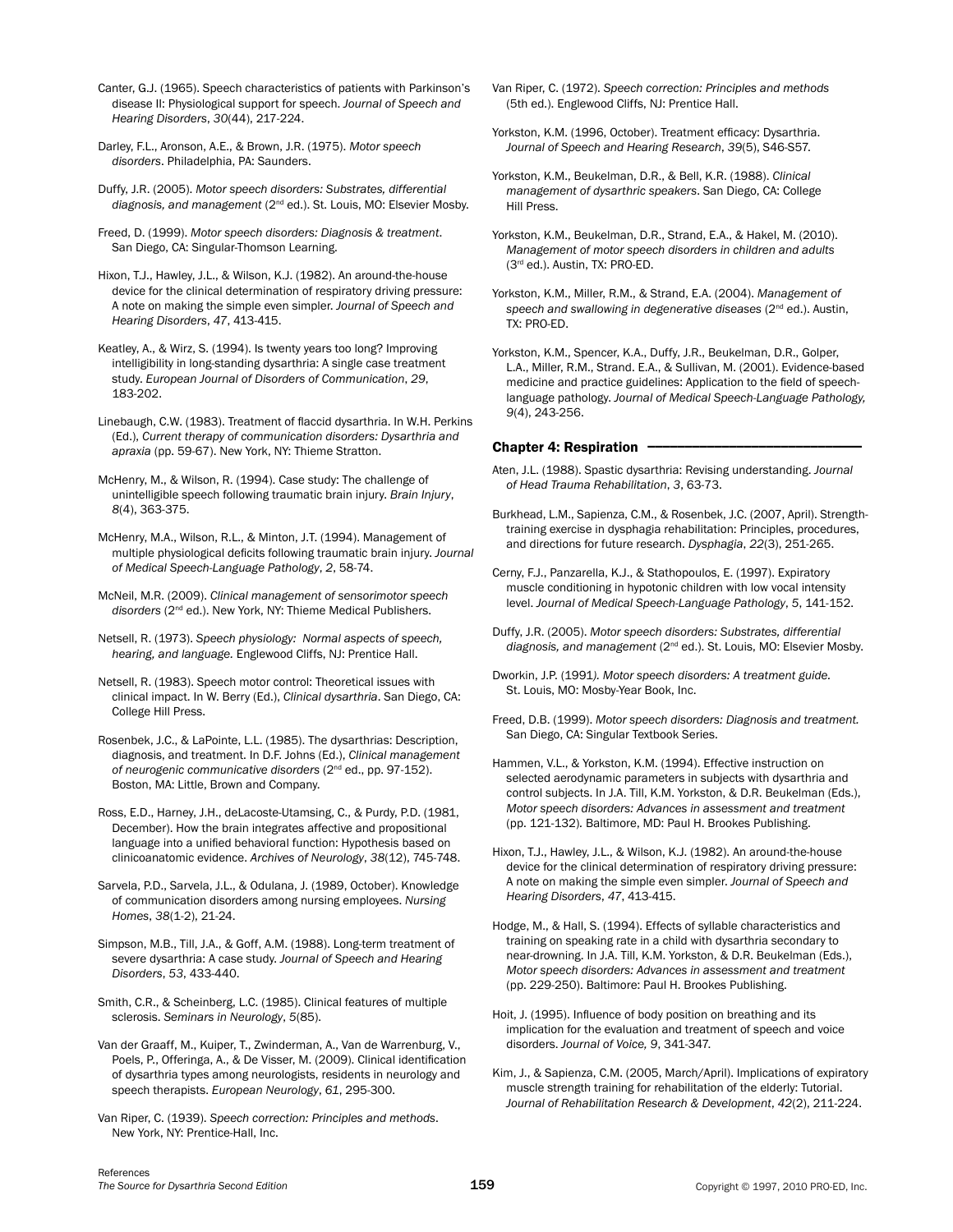Canter, G.J. (1965). Speech characteristics of patients with Parkinson's disease II: Physiological support for speech. *Journal of Speech and Hearing Disorders*, *30*(44), 217-224.

Darley, F.L., Aronson, A.E., & Brown, J.R. (1975). *Motor speech disorders*. Philadelphia, PA: Saunders.

Duffy, J.R. (2005). *Motor speech disorders: Substrates, differential diagnosis, and management* (2nd ed.). St. Louis, MO: Elsevier Mosby.

Freed, D. (1999). *Motor speech disorders: Diagnosis & treatment*. San Diego, CA: Singular-Thomson Learning.

Hixon, T.J., Hawley, J.L., & Wilson, K.J. (1982). An around-the-house device for the clinical determination of respiratory driving pressure: A note on making the simple even simpler. *Journal of Speech and Hearing Disorders*, *47*, 413-415.

Keatley, A., & Wirz, S. (1994). Is twenty years too long? Improving intelligibility in long-standing dysarthria: A single case treatment study. *European Journal of Disorders of Communication*, *29*, 183-202.

Linebaugh, C.W. (1983). Treatment of flaccid dysarthria. In W.H. Perkins (Ed.), *Current therapy of communication disorders: Dysarthria and apraxia* (pp. 59-67). New York, NY: Thieme Stratton.

McHenry, M., & Wilson, R. (1994). Case study: The challenge of unintelligible speech following traumatic brain injury. *Brain Injury*, *8*(4), 363-375.

McHenry, M.A., Wilson, R.L., & Minton, J.T. (1994). Management of multiple physiological deficits following traumatic brain injury. *Journal of Medical Speech-Language Pathology*, *2*, 58-74.

McNeil, M.R. (2009). *Clinical management of sensorimotor speech disorders* (2nd ed.). New York, NY: Thieme Medical Publishers.

Netsell, R. (1973). *Speech physiology: Normal aspects of speech, hearing, and language.* Englewood Cliffs, NJ: Prentice Hall.

Netsell, R. (1983). Speech motor control: Theoretical issues with clinical impact. In W. Berry (Ed.), *Clinical dysarthria*. San Diego, CA: College Hill Press.

Rosenbek, J.C., & LaPointe, L.L. (1985). The dysarthrias: Description, diagnosis, and treatment. In D.F. Johns (Ed.), *Clinical management of neurogenic communicative disorders* (2nd ed., pp. 97-152). Boston, MA: Little, Brown and Company.

Ross, E.D., Harney, J.H., deLacoste-Utamsing, C., & Purdy, P.D. (1981, December). How the brain integrates affective and propositional language into a unified behavioral function: Hypothesis based on clinicoanatomic evidence. *Archives of Neurology*, *38*(12), 745-748.

Sarvela, P.D., Sarvela, J.L., & Odulana, J. (1989, October). Knowledge of communication disorders among nursing employees. *Nursing Homes*, *38*(1-2), 21-24.

Simpson, M.B., Till, J.A., & Goff, A.M. (1988). Long-term treatment of severe dysarthria: A case study. *Journal of Speech and Hearing Disorders*, *53*, 433-440.

Smith, C.R., & Scheinberg, L.C. (1985). Clinical features of multiple sclerosis. *Seminars in Neurology*, *5*(85).

Van der Graaff, M., Kuiper, T., Zwinderman, A., Van de Warrenburg, V., Poels, P., Offeringa, A., & De Visser, M. (2009). Clinical identification of dysarthria types among neurologists, residents in neurology and speech therapists. *European Neurology*, *61*, 295-300.

Van Riper, C. (1939). *Speech correction: Principles and methods*. New York, NY: Prentice-Hall, Inc.

Van Riper, C. (1972). *Speech correction: Principles and methods* (5th ed.). Englewood Cliffs, NJ: Prentice Hall.

Yorkston, K.M. (1996, October). Treatment efficacy: Dysarthria. *Journal of Speech and Hearing Research*, *39*(5), S46-S57.

Yorkston, K.M., Beukelman, D.R., & Bell, K.R. (1988). *Clinical management of dysarthric speakers*. San Diego, CA: College Hill Press.

Yorkston, K.M., Beukelman, D.R., Strand, E.A., & Hakel, M. (2010). *Management of motor speech disorders in children and adults* (3rd ed.). Austin, TX: PRO-ED.

Yorkston, K.M., Miller, R.M., & Strand, E.A. (2004). *Management of speech and swallowing in degenerative diseases* (2nd ed.). Austin, TX: PRO-ED.

Yorkston, K.M., Spencer, K.A., Duffy, J.R., Beukelman, D.R., Golper, L.A., Miller, R.M., Strand. E.A., & Sullivan, M. (2001). Evidence-based medicine and practice guidelines: Application to the field of speech-language pathology. *Journal of Medical Speech-Language Pathology, 9*(4), 243-256.

### Chapter 4: Respiration

Aten, J.L. (1988). Spastic dysarthria: Revising understanding. *Journal of Head Trauma Rehabilitation*, *3*, 63-73.

Burkhead, L.M., Sapienza, C.M., & Rosenbek, J.C. (2007, April). Strength-training exercise in dysphagia rehabilitation: Principles, procedures, and directions for future research. *Dysphagia*, *22*(3), 251-265.

Cerny, F.J., Panzarella, K.J., & Stathopoulos, E. (1997). Expiratory muscle conditioning in hypotonic children with low vocal intensity level. *Journal of Medical Speech-Language Pathology*, *5*, 141-152.

Duffy, J.R. (2005). *Motor speech disorders: Substrates, differential diagnosis, and management* (2nd ed.). St. Louis, MO: Elsevier Mosby.

Dworkin, J.P. (1991*). Motor speech disorders: A treatment guide.* St. Louis, MO: Mosby-Year Book, Inc.

Freed, D.B. (1999). *Motor speech disorders: Diagnosis and treatment.* San Diego, CA: Singular Textbook Series.

Hammen, V.L., & Yorkston, K.M. (1994). Effective instruction on selected aerodynamic parameters in subjects with dysarthria and control subjects. In J.A. Till, K.M. Yorkston, & D.R. Beukelman (Eds.), *Motor speech disorders: Advances in assessment and treatment* (pp. 121-132). Baltimore, MD: Paul H. Brookes Publishing.

Hixon, T.J., Hawley, J.L., & Wilson, K.J. (1982). An around-the-house device for the clinical determination of respiratory driving pressure: A note on making the simple even simpler. *Journal of Speech and Hearing Disorders*, *47*, 413-415.

Hodge, M., & Hall, S. (1994). Effects of syllable characteristics and training on speaking rate in a child with dysarthria secondary to near-drowning. In J.A. Till, K.M. Yorkston, & D.R. Beukelman (Eds.), *Motor speech disorders: Advances in assessment and treatment* (pp. 229-250). Baltimore: Paul H. Brookes Publishing.

Hoit, J. (1995). Influence of body position on breathing and its implication for the evaluation and treatment of speech and voice disorders. *Journal of Voice, 9*, 341-347.

Kim, J., & Sapienza, C.M. (2005, March/April). Implications of expiratory muscle strength training for rehabilitation of the elderly: Tutorial. *Journal of Rehabilitation Research & Development*, *42*(2), 211-224.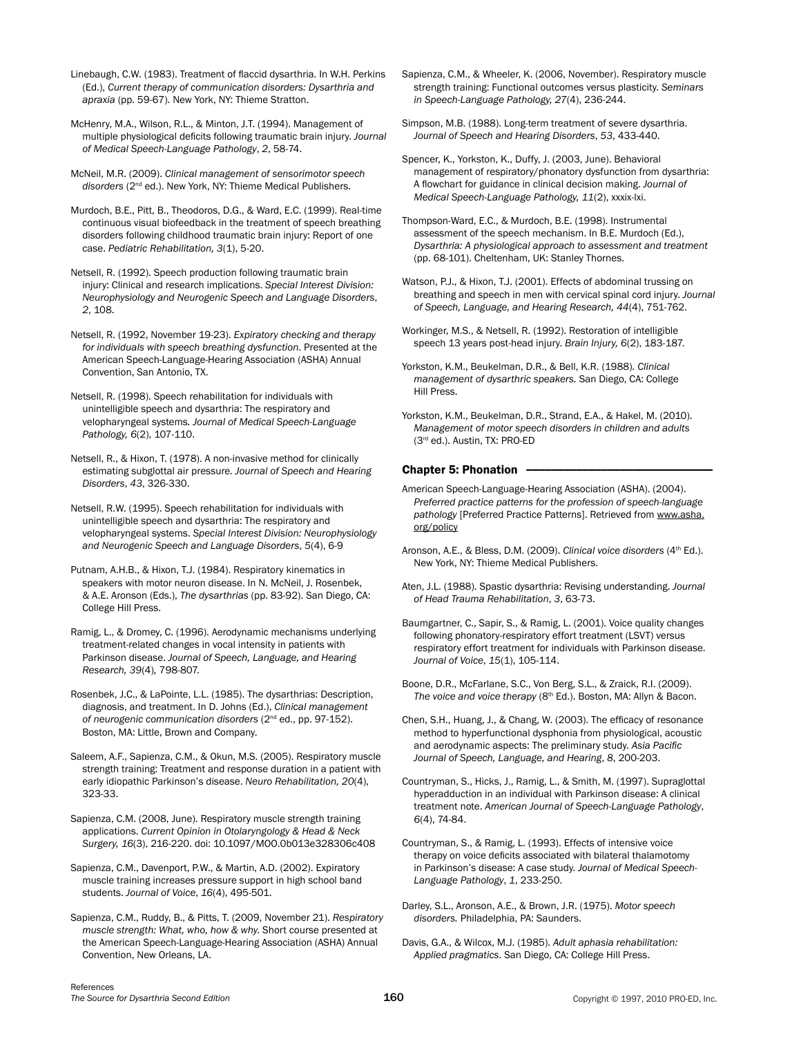Linebaugh, C.W. (1983). Treatment of flaccid dysarthria. In W.H. Perkins (Ed.), *Current therapy of communication disorders: Dysarthria and apraxia* (pp. 59-67). New York, NY: Thieme Stratton.

McHenry, M.A., Wilson, R.L., & Minton, J.T. (1994). Management of multiple physiological deficits following traumatic brain injury. *Journal of Medical Speech-Language Pathology*, *2*, 58-74.

McNeil, M.R. (2009). *Clinical management of sensorimotor speech disorders* (2nd ed.). New York, NY: Thieme Medical Publishers.

Murdoch, B.E., Pitt, B., Theodoros, D.G., & Ward, E.C. (1999). Real-time continuous visual biofeedback in the treatment of speech breathing disorders following childhood traumatic brain injury: Report of one case. *Pediatric Rehabilitation, 3*(1), 5-20.

Netsell, R. (1992). Speech production following traumatic brain injury: Clinical and research implications. *Special Interest Division: Neurophysiology and Neurogenic Speech and Language Disorders*, *2*, 108.

Netsell, R. (1992, November 19-23). *Expiratory checking and therapy for individuals with speech breathing dysfunction*. Presented at the American Speech-Language-Hearing Association (ASHA) Annual Convention, San Antonio, TX.

Netsell, R. (1998). Speech rehabilitation for individuals with unintelligible speech and dysarthria: The respiratory and velopharyngeal systems. *Journal of Medical Speech-Language Pathology, 6*(2), 107-110.

Netsell, R., & Hixon, T. (1978). A non-invasive method for clinically estimating subglottal air pressure. *Journal of Speech and Hearing Disorders*, *43*, 326-330.

Netsell, R.W. (1995). Speech rehabilitation for individuals with unintelligible speech and dysarthria: The respiratory and velopharyngeal systems. *Special Interest Division: Neurophysiology and Neurogenic Speech and Language Disorders*, *5*(4), 6-9

Putnam, A.H.B., & Hixon, T.J. (1984). Respiratory kinematics in speakers with motor neuron disease. In N. McNeil, J. Rosenbek, & A.E. Aronson (Eds.), *The dysarthrias* (pp. 83-92). San Diego, CA: College Hill Press.

Ramig, L., & Dromey, C. (1996). Aerodynamic mechanisms underlying treatment-related changes in vocal intensity in patients with Parkinson disease. *Journal of Speech, Language, and Hearing Research, 39*(4), 798-807.

Rosenbek, J.C., & LaPointe, L.L. (1985). The dysarthrias: Description, diagnosis, and treatment. In D. Johns (Ed.), *Clinical management of neurogenic communication disorders* (2nd ed., pp. 97-152). Boston, MA: Little, Brown and Company.

Saleem, A.F., Sapienza, C.M., & Okun, M.S. (2005). Respiratory muscle strength training: Treatment and response duration in a patient with early idiopathic Parkinson's disease. *Neuro Rehabilitation, 20*(4), 323-33.

Sapienza, C.M. (2008, June). Respiratory muscle strength training applications. *Current Opinion in Otolaryngology & Head & Neck Surgery, 16*(3), 216-220. doi: 10.1097/MOO.0b013e328306c408

Sapienza, C.M., Davenport, P.W., & Martin, A.D. (2002). Expiratory muscle training increases pressure support in high school band students. *Journal of Voice*, *16*(4), 495-501.

Sapienza, C.M., Ruddy, B., & Pitts, T. (2009, November 21). *Respiratory muscle strength: What, who, how & why.* Short course presented at the American Speech-Language-Hearing Association (ASHA) Annual Convention, New Orleans, LA.

Sapienza, C.M., & Wheeler, K. (2006, November). Respiratory muscle strength training: Functional outcomes versus plasticity. *Seminars in Speech-Language Pathology, 27*(4), 236-244.

Simpson, M.B. (1988). Long-term treatment of severe dysarthria. *Journal of Speech and Hearing Disorders*, *53*, 433-440.

Spencer, K., Yorkston, K., Duffy, J. (2003, June). Behavioral management of respiratory/phonatory dysfunction from dysarthria: A flowchart for guidance in clinical decision making. *Journal of Medical Speech-Language Pathology, 11*(2), xxxix-lxi.

Thompson-Ward, E.C., & Murdoch, B.E. (1998). Instrumental assessment of the speech mechanism. In B.E. Murdoch (Ed.), *Dysarthria: A physiological approach to assessment and treatment* (pp. 68-101). Cheltenham, UK: Stanley Thornes.

Watson, P.J., & Hixon, T.J. (2001). Effects of abdominal trussing on breathing and speech in men with cervical spinal cord injury. *Journal of Speech, Language, and Hearing Research, 44*(4), 751-762.

Workinger, M.S., & Netsell, R. (1992). Restoration of intelligible speech 13 years post-head injury. *Brain Injury, 6*(2), 183-187.

Yorkston, K.M., Beukelman, D.R., & Bell, K.R. (1988). *Clinical management of dysarthric speakers.* San Diego, CA: College Hill Press.

Yorkston, K.M., Beukelman, D.R., Strand, E.A., & Hakel, M. (2010). *Management of motor speech disorders in children and adults* (3rd ed.). Austin, TX: PRO-ED

## Chapter 5: Phonation

American Speech-Language-Hearing Association (ASHA). (2004). *Preferred practice patterns for the profession of speech-language pathology* [Preferred Practice Patterns]. Retrieved from www.asha.org/policy

Aronson, A.E., & Bless, D.M. (2009). *Clinical voice disorders* (4th Ed.). New York, NY: Thieme Medical Publishers.

Aten, J.L. (1988). Spastic dysarthria: Revising understanding. *Journal of Head Trauma Rehabilitation*, *3*, 63-73.

Baumgartner, C., Sapir, S., & Ramig, L. (2001). Voice quality changes following phonatory-respiratory effort treatment (LSVT) versus respiratory effort treatment for individuals with Parkinson disease. *Journal of Voice*, *15*(1), 105-114.

Boone, D.R., McFarlane, S.C., Von Berg, S.L., & Zraick, R.I. (2009). *The voice and voice therapy* (8th Ed.). Boston, MA: Allyn & Bacon.

Chen, S.H., Huang, J., & Chang, W. (2003). The efficacy of resonance method to hyperfunctional dysphonia from physiological, acoustic and aerodynamic aspects: The preliminary study. *Asia Pacific Journal of Speech, Language, and Hearing*, *8*, 200-203.

Countryman, S., Hicks, J., Ramig, L., & Smith, M. (1997). Supraglottal hyperadduction in an individual with Parkinson disease: A clinical treatment note. *American Journal of Speech-Language Pathology*, *6*(4), 74-84.

Countryman, S., & Ramig, L. (1993). Effects of intensive voice therapy on voice deficits associated with bilateral thalamotomy in Parkinson's disease: A case study. *Journal of Medical Speech-Language Pathology*, *1*, 233-250.

Darley, S.L., Aronson, A.E., & Brown, J.R. (1975). *Motor speech disorders.* Philadelphia, PA: Saunders.

Davis, G.A., & Wilcox, M.J. (1985). *Adult aphasia rehabilitation: Applied pragmatics*. San Diego, CA: College Hill Press.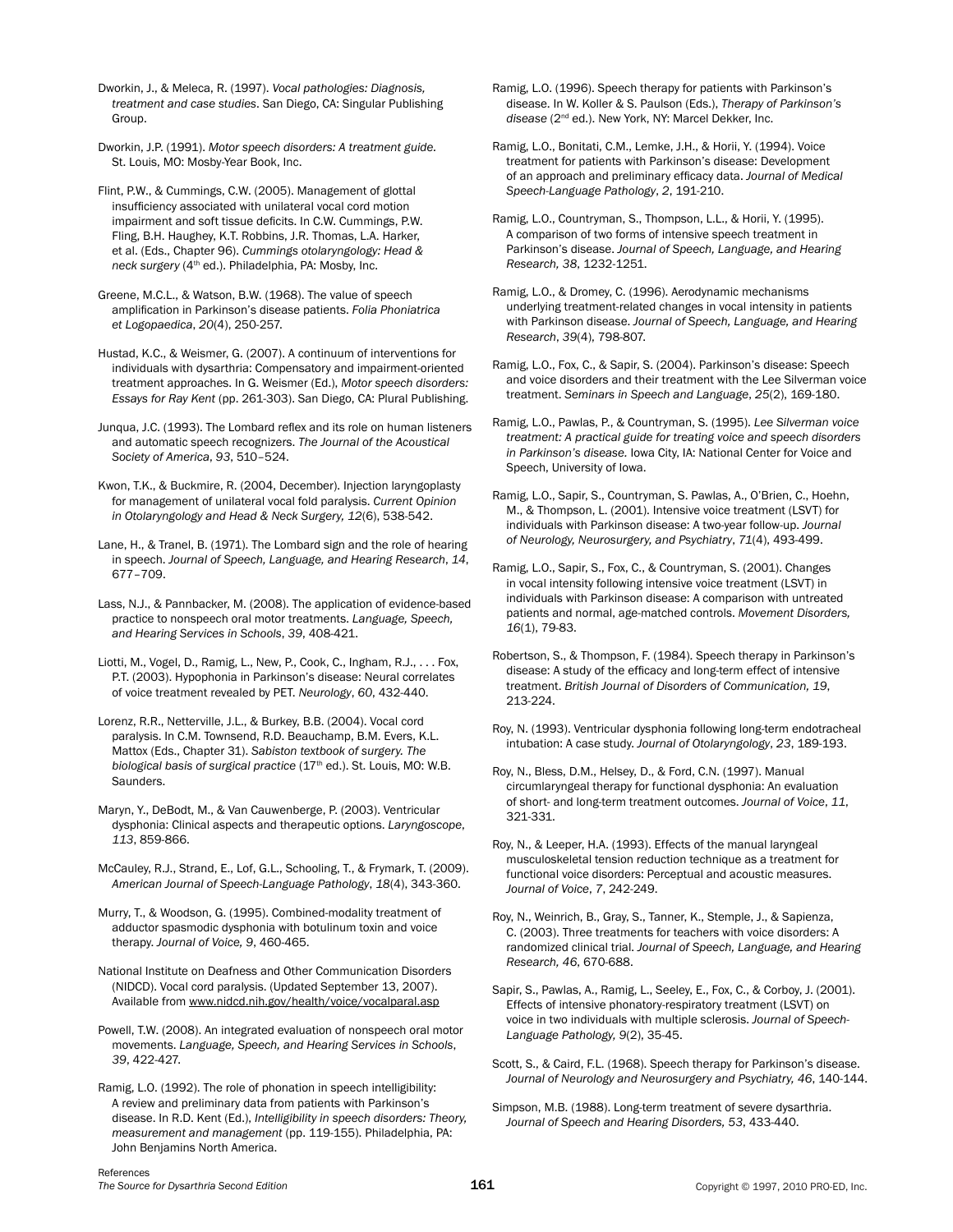Dworkin, J., & Meleca, R. (1997). *Vocal pathologies: Diagnosis, treatment and case studies*. San Diego, CA: Singular Publishing Group.

Dworkin, J.P. (1991). *Motor speech disorders: A treatment guide.* St. Louis, MO: Mosby-Year Book, Inc.

Flint, P.W., & Cummings, C.W. (2005). Management of glottal insufficiency associated with unilateral vocal cord motion impairment and soft tissue deficits. In C.W. Cummings, P.W. Fling, B.H. Haughey, K.T. Robbins, J.R. Thomas, L.A. Harker, et al. (Eds., Chapter 96). *Cummings otolaryngology: Head & neck surgery* (4th ed.). Philadelphia, PA: Mosby, Inc.

Greene, M.C.L., & Watson, B.W. (1968). The value of speech amplification in Parkinson's disease patients. *Folia Phoniatrica et Logopaedica*, *20*(4), 250-257.

Hustad, K.C., & Weismer, G. (2007). A continuum of interventions for individuals with dysarthria: Compensatory and impairment-oriented treatment approaches. In G. Weismer (Ed.), *Motor speech disorders: Essays for Ray Kent* (pp. 261-303). San Diego, CA: Plural Publishing.

Junqua, J.C. (1993). The Lombard reflex and its role on human listeners and automatic speech recognizers. *The Journal of the Acoustical Society of America*, *93*, 510–524.

Kwon, T.K., & Buckmire, R. (2004, December). Injection laryngoplasty for management of unilateral vocal fold paralysis. *Current Opinion in Otolaryngology and Head & Neck Surgery, 12*(6), 538-542.

Lane, H., & Tranel, B. (1971). The Lombard sign and the role of hearing in speech. *Journal of Speech, Language, and Hearing Research*, *14*, 677–709.

Lass, N.J., & Pannbacker, M. (2008). The application of evidence-based practice to nonspeech oral motor treatments. *Language, Speech, and Hearing Services in Schools*, *39*, 408-421.

Liotti, M., Vogel, D., Ramig, L., New, P., Cook, C., Ingham, R.J., . . . Fox, P.T. (2003). Hypophonia in Parkinson's disease: Neural correlates of voice treatment revealed by PET. *Neurology*, *60*, 432-440.

Lorenz, R.R., Netterville, J.L., & Burkey, B.B. (2004). Vocal cord paralysis. In C.M. Townsend, R.D. Beauchamp, B.M. Evers, K.L. Mattox (Eds., Chapter 31). *Sabiston textbook of surgery. The biological basis of surgical practice* (17th ed.). St. Louis, MO: W.B. Saunders.

Maryn, Y., DeBodt, M., & Van Cauwenberge, P. (2003). Ventricular dysphonia: Clinical aspects and therapeutic options. *Laryngoscope*, *113*, 859-866.

McCauley, R.J., Strand, E., Lof, G.L., Schooling, T., & Frymark, T. (2009). *American Journal of Speech-Language Pathology*, *18*(4), 343-360.

Murry, T., & Woodson, G. (1995). Combined-modality treatment of adductor spasmodic dysphonia with botulinum toxin and voice therapy. *Journal of Voice, 9*, 460-465.

National Institute on Deafness and Other Communication Disorders (NIDCD). Vocal cord paralysis. (Updated September 13, 2007). Available from www.nidcd.nih.gov/health/voice/vocalparal.asp

Powell, T.W. (2008). An integrated evaluation of nonspeech oral motor movements. *Language, Speech, and Hearing Services in Schools*, *39*, 422-427.

Ramig, L.O. (1992). The role of phonation in speech intelligibility: A review and preliminary data from patients with Parkinson's disease. In R.D. Kent (Ed.), *Intelligibility in speech disorders: Theory, measurement and management* (pp. 119-155). Philadelphia, PA: John Benjamins North America.

Ramig, L.O. (1996). Speech therapy for patients with Parkinson's disease. In W. Koller & S. Paulson (Eds.), *Therapy of Parkinson's disease* (2nd ed.). New York, NY: Marcel Dekker, Inc.

Ramig, L.O., Bonitati, C.M., Lemke, J.H., & Horii, Y. (1994). Voice treatment for patients with Parkinson's disease: Development of an approach and preliminary efficacy data. *Journal of Medical Speech-Language Pathology*, *2*, 191-210.

Ramig, L.O., Countryman, S., Thompson, L.L., & Horii, Y. (1995). A comparison of two forms of intensive speech treatment in Parkinson's disease. *Journal of Speech, Language, and Hearing Research, 38*, 1232-1251.

Ramig, L.O., & Dromey, C. (1996). Aerodynamic mechanisms underlying treatment-related changes in vocal intensity in patients with Parkinson disease. *Journal of Speech, Language, and Hearing Research*, *39*(4), 798-807.

Ramig, L.O., Fox, C., & Sapir, S. (2004). Parkinson's disease: Speech and voice disorders and their treatment with the Lee Silverman voice treatment. *Seminars in Speech and Language*, *25*(2), 169-180.

Ramig, L.O., Pawlas, P., & Countryman, S. (1995). *Lee Silverman voice treatment: A practical guide for treating voice and speech disorders in Parkinson's disease.* Iowa City, IA: National Center for Voice and Speech, University of Iowa.

Ramig, L.O., Sapir, S., Countryman, S. Pawlas, A., O'Brien, C., Hoehn, M., & Thompson, L. (2001). Intensive voice treatment (LSVT) for individuals with Parkinson disease: A two-year follow-up. *Journal of Neurology, Neurosurgery, and Psychiatry*, *71*(4), 493-499.

Ramig, L.O., Sapir, S., Fox, C., & Countryman, S. (2001). Changes in vocal intensity following intensive voice treatment (LSVT) in individuals with Parkinson disease: A comparison with untreated patients and normal, age-matched controls. *Movement Disorders, 16*(1), 79-83.

Robertson, S., & Thompson, F. (1984). Speech therapy in Parkinson's disease: A study of the efficacy and long-term effect of intensive treatment. *British Journal of Disorders of Communication, 19*, 213-224.

Roy, N. (1993). Ventricular dysphonia following long-term endotracheal intubation: A case study. *Journal of Otolaryngology*, *23*, 189-193.

Roy, N., Bless, D.M., Helsey, D., & Ford, C.N. (1997). Manual circumlaryngeal therapy for functional dysphonia: An evaluation of short- and long-term treatment outcomes. *Journal of Voice*, *11*, 321-331.

Roy, N., & Leeper, H.A. (1993). Effects of the manual laryngeal musculoskeletal tension reduction technique as a treatment for functional voice disorders: Perceptual and acoustic measures. *Journal of Voice*, *7*, 242-249.

Roy, N., Weinrich, B., Gray, S., Tanner, K., Stemple, J., & Sapienza, C. (2003). Three treatments for teachers with voice disorders: A randomized clinical trial. *Journal of Speech, Language, and Hearing Research, 46*, 670-688.

Sapir, S., Pawlas, A., Ramig, L., Seeley, E., Fox, C., & Corboy, J. (2001). Effects of intensive phonatory-respiratory treatment (LSVT) on voice in two individuals with multiple sclerosis. *Journal of Speech-Language Pathology, 9*(2), 35-45.

Scott, S., & Caird, F.L. (1968). Speech therapy for Parkinson's disease. *Journal of Neurology and Neurosurgery and Psychiatry, 46*, 140-144.

Simpson, M.B. (1988). Long-term treatment of severe dysarthria. *Journal of Speech and Hearing Disorders, 53*, 433-440.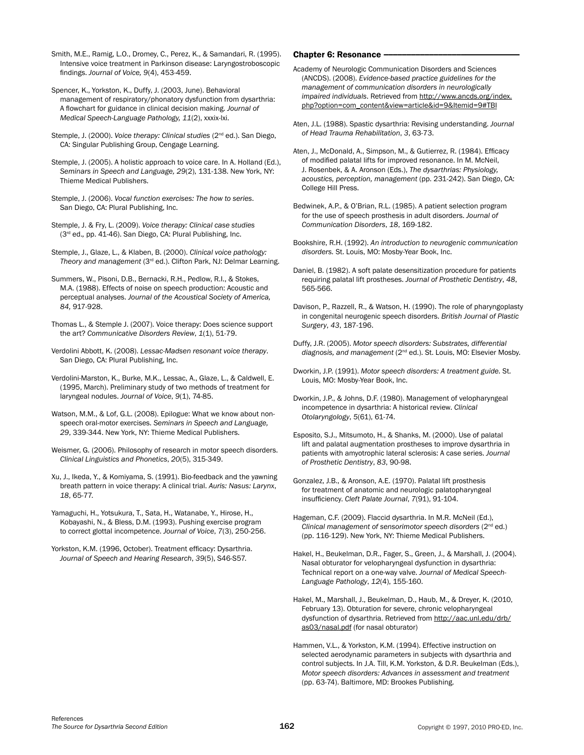Smith, M.E., Ramig, L.O., Dromey, C., Perez, K., & Samandari, R. (1995). Intensive voice treatment in Parkinson disease: Laryngostroboscopic findings. *Journal of Voice, 9*(4), 453-459.

Spencer, K., Yorkston, K., Duffy, J. (2003, June). Behavioral management of respiratory/phonatory dysfunction from dysarthria: A flowchart for guidance in clinical decision making. *Journal of Medical Speech-Language Pathology, 11*(2), xxxix-lxi.

Stemple, J. (2000). *Voice therapy: Clinical studies* (2nd ed.). San Diego, CA: Singular Publishing Group, Cengage Learning.

Stemple, J. (2005). A holistic approach to voice care. In A. Holland (Ed.), *Seminars in Speech and Language, 29*(2), 131-138. New York, NY: Thieme Medical Publishers.

Stemple, J. (2006). *Vocal function exercises: The how to series*. San Diego, CA: Plural Publishing, Inc.

Stemple, J. & Fry, L. (2009). *Voice therapy: Clinical case studies* (3rd ed., pp. 41-46). San Diego, CA: Plural Publishing, Inc.

Stemple, J., Glaze, L., & Klaben, B. (2000). *Clinical voice pathology: Theory and management* (3rd ed.). Clifton Park, NJ: Delmar Learning.

Summers, W., Pisoni, D.B., Bernacki, R.H., Pedlow, R.I., & Stokes, M.A. (1988). Effects of noise on speech production: Acoustic and perceptual analyses. *Journal of the Acoustical Society of America, 84,* 917-928.

Thomas L., & Stemple J. (2007). Voice therapy: Does science support the art? *Communicative Disorders Review*, *1*(1), 51-79.

Verdolini Abbott, K. (2008). *Lessac-Madsen resonant voice therapy*. San Diego, CA: Plural Publishing, Inc.

Verdolini-Marston, K., Burke, M.K., Lessac, A., Glaze, L., & Caldwell, E. (1995, March). Preliminary study of two methods of treatment for laryngeal nodules. *Journal of Voice*, *9*(1), 74-85.

Watson, M.M., & Lof, G.L. (2008). Epilogue: What we know about non-speech oral-motor exercises. *Seminars in Speech and Language, 29*, 339-344. New York, NY: Thieme Medical Publishers.

Weismer, G. (2006). Philosophy of research in motor speech disorders. *Clinical Linguistics and Phonetics*, *20*(5), 315-349.

Xu, J., Ikeda, Y., & Komiyama, S. (1991). Bio-feedback and the yawning breath pattern in voice therapy: A clinical trial. *Auris: Nasus: Larynx*, *18*, 65-77.

Yamaguchi, H., Yotsukura, T., Sata, H., Watanabe, Y., Hirose, H., Kobayashi, N., & Bless, D.M. (1993). Pushing exercise program to correct glottal incompetence. *Journal of Voice*, *7*(3), 250-256.

Yorkston, K.M. (1996, October). Treatment efficacy: Dysarthria. *Journal of Speech and Hearing Research*, *39*(5), S46-S57.

### Chapter 6: Resonance

Academy of Neurologic Communication Disorders and Sciences (ANCDS). (2008). *Evidence-based practice guidelines for the management of communication disorders in neurologically impaired individuals*. Retrieved from http://www.ancds.org/index.php?option=com_content&view=article&id=9&Itemid=9#TBI

Aten, J.L. (1988). Spastic dysarthria: Revising understanding. *Journal of Head Trauma Rehabilitation*, *3*, 63-73.

Aten, J., McDonald, A., Simpson, M., & Gutierrez, R. (1984). Efficacy of modified palatal lifts for improved resonance. In M. McNeil, J. Rosenbek, & A. Aronson (Eds.), *The dysarthrias: Physiology, acoustics, perception, management* (pp. 231-242). San Diego, CA: College Hill Press.

Bedwinek, A.P., & O'Brian, R.L. (1985). A patient selection program for the use of speech prosthesis in adult disorders. *Journal of Communication Disorders*, *18*, 169-182.

Bookshire, R.H. (1992). *An introduction to neurogenic communication disorders.* St. Louis, MO: Mosby-Year Book, Inc.

Daniel, B. (1982). A soft palate desensitization procedure for patients requiring palatal lift prostheses. *Journal of Prosthetic Dentistry*, *48*, 565-566.

Davison, P., Razzell, R., & Watson, H. (1990). The role of pharyngoplasty in congenital neurogenic speech disorders. *British Journal of Plastic Surgery*, *43*, 187-196.

Duffy, J.R. (2005). *Motor speech disorders: Substrates, differential diagnosis, and management* (2nd ed.). St. Louis, MO: Elsevier Mosby.

Dworkin, J.P. (1991). *Motor speech disorders: A treatment guide.* St. Louis, MO: Mosby-Year Book, Inc.

Dworkin, J.P., & Johns, D.F. (1980). Management of velopharyngeal incompetence in dysarthria: A historical review. *Clinical Otolaryngology*, *5*(61), 61-74.

Esposito, S.J., Mitsumoto, H., & Shanks, M. (2000). Use of palatal lift and palatal augmentation prostheses to improve dysarthria in patients with amyotrophic lateral sclerosis: A case series. *Journal of Prosthetic Dentistry*, *83*, 90-98.

Gonzalez, J.B., & Aronson, A.E. (1970). Palatal lift prosthesis for treatment of anatomic and neurologic palatopharyngeal insufficiency. *Cleft Palate Journal*, *7*(91), 91-104.

Hageman, C.F. (2009). Flaccid dysarthria. In M.R. McNeil (Ed.), *Clinical management of sensorimotor speech disorders* (2nd ed.) (pp. 116-129). New York, NY: Thieme Medical Publishers.

Hakel, H., Beukelman, D.R., Fager, S., Green, J., & Marshall, J. (2004). Nasal obturator for velopharyngeal dysfunction in dysarthria: Technical report on a one-way valve. *Journal of Medical Speech-Language Pathology*, *12*(4), 155-160.

Hakel, M., Marshall, J., Beukelman, D., Haub, M., & Dreyer, K. (2010, February 13). Obturation for severe, chronic velopharyngeal dysfunction of dysarthria. Retrieved from http://aac.unl.edu/drb/as03/nasal.pdf (for nasal obturator)

Hammen, V.L., & Yorkston, K.M. (1994). Effective instruction on selected aerodynamic parameters in subjects with dysarthria and control subjects. In J.A. Till, K.M. Yorkston, & D.R. Beukelman (Eds.), *Motor speech disorders: Advances in assessment and treatment* (pp. 63-74). Baltimore, MD: Brookes Publishing.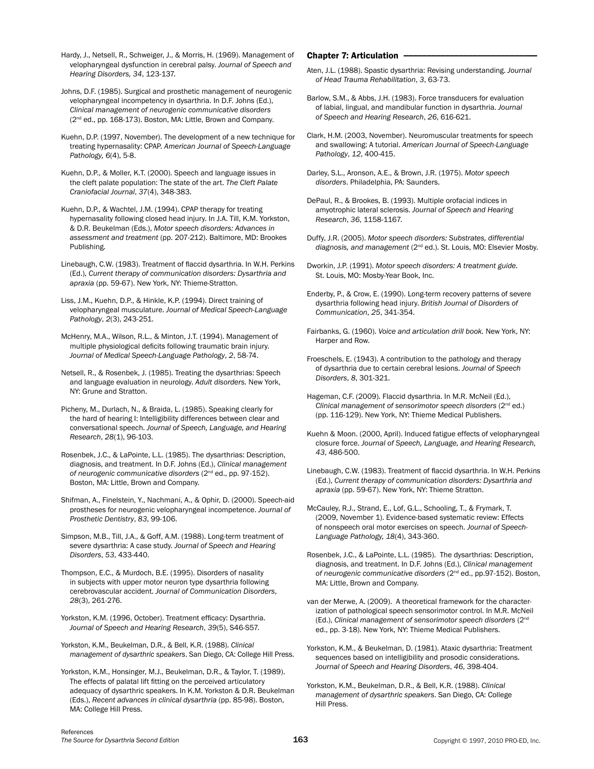Hardy, J., Netsell, R., Schweiger, J., & Morris, H. (1969). Management of velopharyngeal dysfunction in cerebral palsy. *Journal of Speech and Hearing Disorders, 34*, 123-137.

Johns, D.F. (1985). Surgical and prosthetic management of neurogenic velopharyngeal incompetency in dysarthria. In D.F. Johns (Ed.), *Clinical management of neurogenic communicative disorders* (2nd ed., pp. 168-173). Boston, MA: Little, Brown and Company.

Kuehn, D.P. (1997, November). The development of a new technique for treating hypernasality: CPAP. *American Journal of Speech-Language Pathology, 6*(4), 5-8.

Kuehn, D.P., & Moller, K.T. (2000). Speech and language issues in the cleft palate population: The state of the art. *The Cleft Palate Craniofacial Journal*, *37*(4), 348-383.

Kuehn, D.P., & Wachtel, J.M. (1994). CPAP therapy for treating hypernasality following closed head injury. In J.A. Till, K.M. Yorkston, & D.R. Beukelman (Eds.), *Motor speech disorders: Advances in assessment and treatment* (pp. 207-212). Baltimore, MD: Brookes Publishing.

Linebaugh, C.W. (1983). Treatment of flaccid dysarthria. In W.H. Perkins (Ed.), *Current therapy of communication disorders: Dysarthria and apraxia* (pp. 59-67). New York, NY: Thieme-Stratton.

Liss, J.M., Kuehn, D.P., & Hinkle, K.P. (1994). Direct training of velopharyngeal musculature. *Journal of Medical Speech-Language Pathology*, *2*(3), 243-251.

McHenry, M.A., Wilson, R.L., & Minton, J.T. (1994). Management of multiple physiological deficits following traumatic brain injury. *Journal of Medical Speech-Language Pathology*, *2*, 58-74.

Netsell, R., & Rosenbek, J. (1985). Treating the dysarthrias: Speech and language evaluation in neurology. *Adult disorders.* New York, NY: Grune and Stratton.

Picheny, M., Durlach, N., & Braida, L. (1985). Speaking clearly for the hard of hearing I: Intelligibility differences between clear and conversational speech. *Journal of Speech, Language, and Hearing Research*, *28*(1), 96-103.

Rosenbek, J.C., & LaPointe, L.L. (1985). The dysarthrias: Description, diagnosis, and treatment. In D.F. Johns (Ed.), *Clinical management of neurogenic communicative disorders* (2nd ed., pp. 97-152). Boston, MA: Little, Brown and Company.

Shifman, A., Finelstein, Y., Nachmani, A., & Ophir, D. (2000). Speech-aid prostheses for neurogenic velopharyngeal incompetence. *Journal of Prosthetic Dentistry*, *83*, 99-106.

Simpson, M.B., Till, J.A., & Goff, A.M. (1988). Long-term treatment of severe dysarthria: A case study. *Journal of Speech and Hearing Disorders*, *53*, 433-440.

Thompson, E.C., & Murdoch, B.E. (1995). Disorders of nasality in subjects with upper motor neuron type dysarthria following cerebrovascular accident. *Journal of Communication Disorders*, *28*(3), 261-276.

Yorkston, K.M. (1996, October). Treatment efficacy: Dysarthria. *Journal of Speech and Hearing Research*, *39*(5), S46-S57.

Yorkston, K.M., Beukelman, D.R., & Bell, K.R. (1988). *Clinical management of dysarthric speakers*. San Diego, CA: College Hill Press.

Yorkston, K.M., Honsinger, M.J., Beukelman, D.R., & Taylor, T. (1989). The effects of palatal lift fitting on the perceived articulatory adequacy of dysarthric speakers. In K.M. Yorkston & D.R. Beukelman (Eds.), *Recent advances in clinical dysarthria* (pp. 85-98). Boston, MA: College Hill Press.

## Chapter 7: Articulation

Aten, J.L. (1988). Spastic dysarthria: Revising understanding. *Journal of Head Trauma Rehabilitation*, *3*, 63-73.

Barlow, S.M., & Abbs, J.H. (1983). Force transducers for evaluation of labial, lingual, and mandibular function in dysarthria. *Journal of Speech and Hearing Research*, *26*, 616-621.

Clark, H.M. (2003, November). Neuromuscular treatments for speech and swallowing: A tutorial. *American Journal of Speech-Language Pathology*, *12*, 400-415.

Darley, S.L., Aronson, A.E., & Brown, J.R. (1975). *Motor speech disorders*. Philadelphia, PA: Saunders.

DePaul, R., & Brookes, B. (1993). Multiple orofacial indices in amyotrophic lateral sclerosis. *Journal of Speech and Hearing Research*, *36*, 1158-1167.

Duffy, J.R. (2005). *Motor speech disorders: Substrates, differential diagnosis, and management* (2nd ed.). St. Louis, MO: Elsevier Mosby.

Dworkin, J.P. (1991). *Motor speech disorders: A treatment guide.* St. Louis, MO: Mosby-Year Book, Inc.

Enderby, P., & Crow, E. (1990). Long-term recovery patterns of severe dysarthria following head injury. *British Journal of Disorders of Communication*, *25*, 341-354.

Fairbanks, G. (1960). *Voice and articulation drill book.* New York, NY: Harper and Row.

Froeschels, E. (1943). A contribution to the pathology and therapy of dysarthria due to certain cerebral lesions. *Journal of Speech Disorders*, *8*, 301-321.

Hageman, C.F. (2009). Flaccid dysarthria. In M.R. McNeil (Ed.), *Clinical management of sensorimotor speech disorders* (2nd ed.) (pp. 116-129). New York, NY: Thieme Medical Publishers.

Kuehn & Moon. (2000, April). Induced fatigue effects of velopharyngeal closure force. *Journal of Speech, Language, and Hearing Research, 43*, 486-500.

Linebaugh, C.W. (1983). Treatment of flaccid dysarthria. In W.H. Perkins (Ed.), *Current therapy of communication disorders: Dysarthria and apraxia* (pp. 59-67). New York, NY: Thieme Stratton.

McCauley, R.J., Strand, E., Lof, G.L., Schooling, T., & Frymark, T. (2009, November 1). Evidence-based systematic review: Effects of nonspeech oral motor exercises on speech. *Journal of Speech-Language Pathology, 18*(4), 343-360.

Rosenbek, J.C., & LaPointe, L.L. (1985). The dysarthrias: Description, diagnosis, and treatment. In D.F. Johns (Ed.), *Clinical management of neurogenic communicative disorders* (2nd ed., pp.97-152). Boston, MA: Little, Brown and Company.

van der Merwe, A. (2009). A theoretical framework for the characterization of pathological speech sensorimotor control. In M.R. McNeil (Ed.), *Clinical management of sensorimotor speech disorders* (2nd ed., pp. 3-18). New York, NY: Thieme Medical Publishers.

Yorkston, K.M., & Beukelman, D. (1981). Ataxic dysarthria: Treatment sequences based on intelligibility and prosodic considerations. *Journal of Speech and Hearing Disorders*, *46*, 398-404.

Yorkston, K.M., Beukelman, D.R., & Bell, K.R. (1988). *Clinical management of dysarthric speakers*. San Diego, CA: College Hill Press.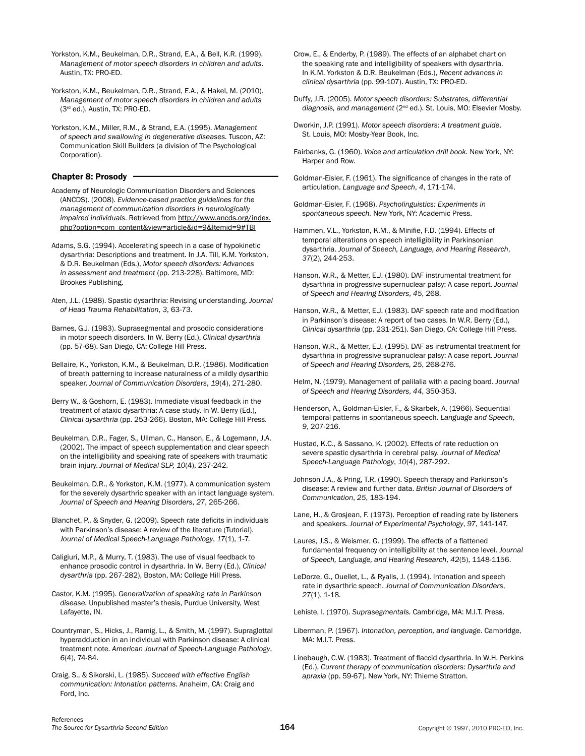Yorkston, K.M., Beukelman, D.R., Strand, E.A., & Bell, K.R. (1999). *Management of motor speech disorders in children and adults*. Austin, TX: PRO-ED.

Yorkston, K.M., Beukelman, D.R., Strand, E.A., & Hakel, M. (2010). *Management of motor speech disorders in children and adults* (3rd ed.). Austin, TX: PRO-ED.

Yorkston, K.M., Miller, R.M., & Strand, E.A. (1995). *Management of speech and swallowing in degenerative diseases.* Tuscon, AZ: Communication Skill Builders (a division of The Psychological Corporation).

## Chapter 8: Prosody

Academy of Neurologic Communication Disorders and Sciences (ANCDS). (2008). *Evidence-based practice guidelines for the management of communication disorders in neurologically impaired individuals*. Retrieved from http://www.ancds.org/index.php?option=com_content&view=article&id=9&Itemid=9#TBI

Adams, S.G. (1994). Accelerating speech in a case of hypokinetic dysarthria: Descriptions and treatment. In J.A. Till, K.M. Yorkston, & D.R. Beukelman (Eds.), *Motor speech disorders: Advances in assessment and treatment* (pp. 213-228). Baltimore, MD: Brookes Publishing.

Aten, J.L. (1988). Spastic dysarthria: Revising understanding. *Journal of Head Trauma Rehabilitation*, *3*, 63-73.

Barnes, G.J. (1983). Suprasegmental and prosodic considerations in motor speech disorders. In W. Berry (Ed.), *Clinical dysarthria* (pp. 57-68). San Diego, CA: College Hill Press.

Bellaire, K., Yorkston, K.M., & Beukelman, D.R. (1986). Modification of breath patterning to increase naturalness of a mildly dysarthic speaker. *Journal of Communication Disorders*, *19*(4), 271-280.

Berry W., & Goshorn, E. (1983). Immediate visual feedback in the treatment of ataxic dysarthria: A case study. In W. Berry (Ed.), *Clinical dysarthria* (pp. 253-266). Boston, MA: College Hill Press.

Beukelman, D.R., Fager, S., Ullman, C., Hanson, E., & Logemann, J.A. (2002). The impact of speech supplementation and clear speech on the intelligibility and speaking rate of speakers with traumatic brain injury. *Journal of Medical SLP, 10*(4), 237-242.

Beukelman, D.R., & Yorkston, K.M. (1977). A communication system for the severely dysarthric speaker with an intact language system. *Journal of Speech and Hearing Disorders*, *27*, 265-266.

Blanchet, P., & Snyder, G. (2009). Speech rate deficits in individuals with Parkinson's disease: A review of the literature (Tutorial). *Journal of Medical Speech-Language Pathology*, *17*(1), 1-7.

Caligiuri, M.P., & Murry, T. (1983). The use of visual feedback to enhance prosodic control in dysarthria. In W. Berry (Ed.), *Clinical dysarthria* (pp. 267-282), Boston, MA: College Hill Press.

Castor, K.M. (1995). *Generalization of speaking rate in Parkinson disease.* Unpublished master's thesis, Purdue University, West Lafayette, IN.

Countryman, S., Hicks, J., Ramig, L., & Smith, M. (1997). Supraglottal hyperadduction in an individual with Parkinson disease: A clinical treatment note. *American Journal of Speech-Language Pathology*, *6*(4), 74-84.

Craig, S., & Sikorski, L. (1985). *Succeed with effective English communication: Intonation patterns.* Anaheim, CA: Craig and Ford, Inc.

Crow, E., & Enderby, P. (1989). The effects of an alphabet chart on the speaking rate and intelligibility of speakers with dysarthria. In K.M. Yorkston & D.R. Beukelman (Eds.), *Recent advances in clinical dysarthria* (pp. 99-107). Austin, TX: PRO-ED.

Duffy, J.R. (2005). *Motor speech disorders: Substrates, differential diagnosis, and management* (2nd ed.). St. Louis, MO: Elsevier Mosby.

Dworkin, J.P. (1991). *Motor speech disorders: A treatment guide*. St. Louis, MO: Mosby-Year Book, Inc.

Fairbanks, G. (1960). *Voice and articulation drill book.* New York, NY: Harper and Row.

Goldman-Eisler, F. (1961). The significance of changes in the rate of articulation. *Language and Speech*, *4*, 171-174.

Goldman-Eisler, F. (1968). *Psycholinguistics: Experiments in spontaneous speech.* New York, NY: Academic Press.

Hammen, V.L., Yorkston, K.M., & Minifie, F.D. (1994). Effects of temporal alterations on speech intelligibility in Parkinsonian dysarthria. *Journal of Speech, Language, and Hearing Research*, *37*(2), 244-253.

Hanson, W.R., & Metter, E.J. (1980). DAF instrumental treatment for dysarthria in progressive supernuclear palsy: A case report. *Journal of Speech and Hearing Disorders*, *45*, 268.

Hanson, W.R., & Metter, E.J. (1983). DAF speech rate and modification in Parkinson's disease: A report of two cases. In W.R. Berry (Ed.), *Clinical dysarthria* (pp. 231-251). San Diego, CA: College Hill Press.

Hanson, W.R., & Metter, E.J. (1995). DAF as instrumental treatment for dysarthria in progressive supranuclear palsy: A case report. *Journal of Speech and Hearing Disorders, 25*, 268-276.

Helm, N. (1979). Management of palilalia with a pacing board. *Journal of Speech and Hearing Disorders*, *44*, 350-353.

Henderson, A., Goldman-Eisler, F., & Skarbek, A. (1966). Sequential temporal patterns in spontaneous speech. *Language and Speech*, *9*, 207-216.

Hustad, K.C., & Sassano, K. (2002). Effects of rate reduction on severe spastic dysarthria in cerebral palsy. *Journal of Medical Speech-Language Pathology*, *10*(4), 287-292.

Johnson J.A., & Pring, T.R. (1990). Speech therapy and Parkinson's disease: A review and further data. *British Journal of Disorders of Communication*, *25*, 183-194.

Lane, H., & Grosjean, F. (1973). Perception of reading rate by listeners and speakers. *Journal of Experimental Psychology*, *97*, 141-147.

Laures, J.S., & Weismer, G. (1999). The effects of a flattened fundamental frequency on intelligibility at the sentence level. *Journal of Speech, Language, and Hearing Research*, *42*(5), 1148-1156.

LeDorze, G., Ouellet, L., & Ryalls, J. (1994). Intonation and speech rate in dysarthric speech. *Journal of Communication Disorders*, *27*(1), 1-18.

Lehiste, I. (1970). *Suprasegmentals.* Cambridge, MA: M.I.T. Press.

Liberman, P. (1967). *Intonation, perception, and language*. Cambridge, MA: M.I.T. Press.

Linebaugh, C.W. (1983). Treatment of flaccid dysarthria. In W.H. Perkins (Ed.), *Current therapy of communication disorders: Dysarthria and apraxia* (pp. 59-67). New York, NY: Thieme Stratton.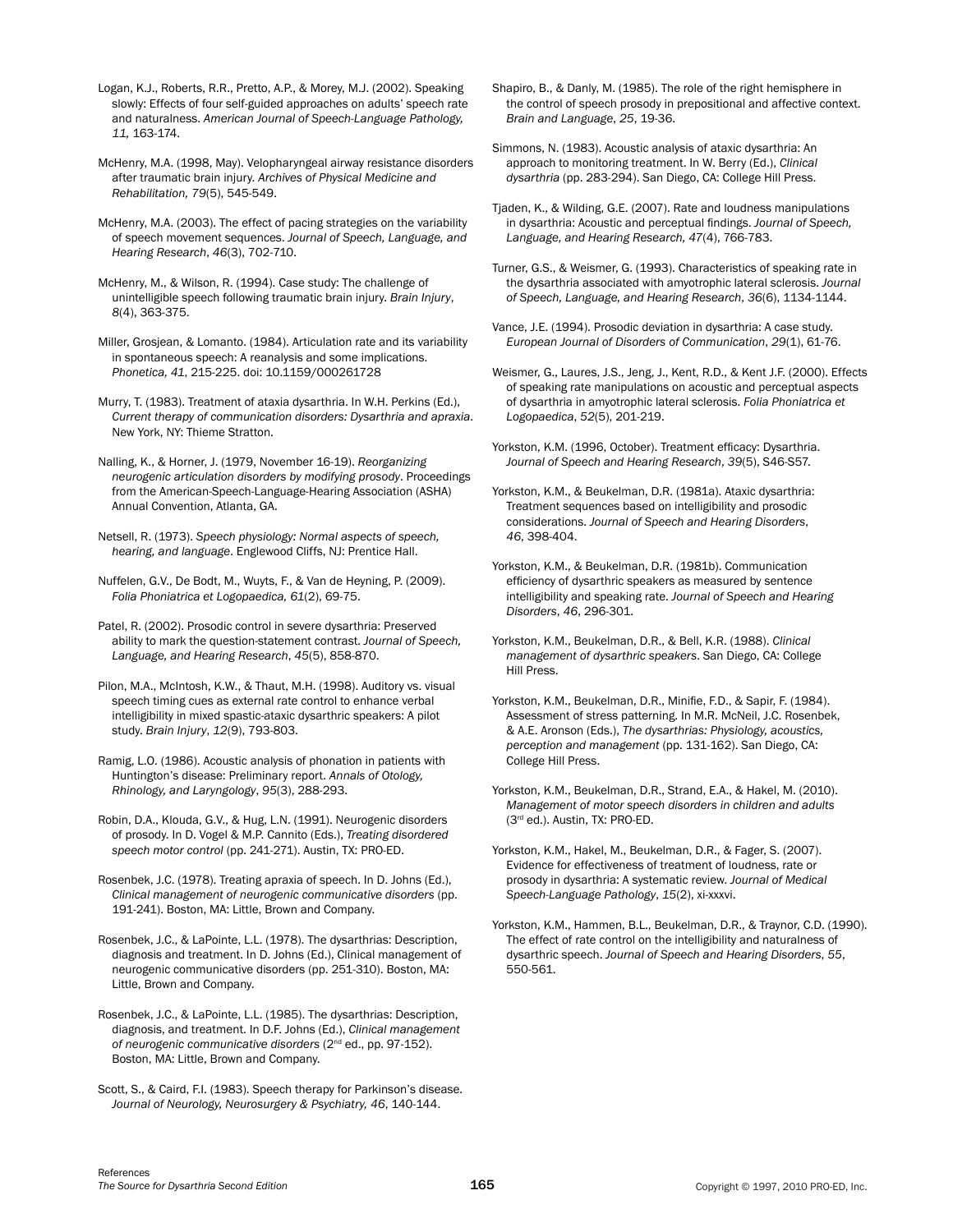Logan, K.J., Roberts, R.R., Pretto, A.P., & Morey, M.J. (2002). Speaking slowly: Effects of four self-guided approaches on adults' speech rate and naturalness. *American Journal of Speech-Language Pathology, 11,* 163-174.

McHenry, M.A. (1998, May). Velopharyngeal airway resistance disorders after traumatic brain injury. *Archives of Physical Medicine and Rehabilitation, 79*(5), 545-549.

McHenry, M.A. (2003). The effect of pacing strategies on the variability of speech movement sequences. *Journal of Speech, Language, and Hearing Research*, *46*(3), 702-710.

McHenry, M., & Wilson, R. (1994). Case study: The challenge of unintelligible speech following traumatic brain injury. *Brain Injury*, *8*(4), 363-375.

Miller, Grosjean, & Lomanto. (1984). Articulation rate and its variability in spontaneous speech: A reanalysis and some implications. *Phonetica, 41*, 215-225. doi: 10.1159/000261728

Murry, T. (1983). Treatment of ataxia dysarthria. In W.H. Perkins (Ed.), *Current therapy of communication disorders: Dysarthria and apraxia*. New York, NY: Thieme Stratton.

Nalling, K., & Horner, J. (1979, November 16-19). *Reorganizing neurogenic articulation disorders by modifying prosody*. Proceedings from the American-Speech-Language-Hearing Association (ASHA) Annual Convention, Atlanta, GA.

Netsell, R. (1973). *Speech physiology: Normal aspects of speech, hearing, and language*. Englewood Cliffs, NJ: Prentice Hall.

Nuffelen, G.V., De Bodt, M., Wuyts, F., & Van de Heyning, P. (2009). *Folia Phoniatrica et Logopaedica, 61*(2), 69-75.

Patel, R. (2002). Prosodic control in severe dysarthria: Preserved ability to mark the question-statement contrast. *Journal of Speech, Language, and Hearing Research*, *45*(5), 858-870.

Pilon, M.A., McIntosh, K.W., & Thaut, M.H. (1998). Auditory vs. visual speech timing cues as external rate control to enhance verbal intelligibility in mixed spastic-ataxic dysarthric speakers: A pilot study. *Brain Injury*, *12*(9), 793-803.

Ramig, L.O. (1986). Acoustic analysis of phonation in patients with Huntington's disease: Preliminary report. *Annals of Otology, Rhinology, and Laryngology*, *95*(3), 288-293.

Robin, D.A., Klouda, G.V., & Hug, L.N. (1991). Neurogenic disorders of prosody. In D. Vogel & M.P. Cannito (Eds.), *Treating disordered speech motor control* (pp. 241-271). Austin, TX: PRO-ED.

Rosenbek, J.C. (1978). Treating apraxia of speech. In D. Johns (Ed.), *Clinical management of neurogenic communicative disorders* (pp. 191-241). Boston, MA: Little, Brown and Company.

Rosenbek, J.C., & LaPointe, L.L. (1978). The dysarthrias: Description, diagnosis and treatment. In D. Johns (Ed.), Clinical management of neurogenic communicative disorders (pp. 251-310). Boston, MA: Little, Brown and Company.

Rosenbek, J.C., & LaPointe, L.L. (1985). The dysarthrias: Description, diagnosis, and treatment. In D.F. Johns (Ed.), *Clinical management of neurogenic communicative disorders* (2nd ed., pp. 97-152). Boston, MA: Little, Brown and Company.

Scott, S., & Caird, F.I. (1983). Speech therapy for Parkinson's disease. *Journal of Neurology, Neurosurgery & Psychiatry, 46*, 140-144.

Shapiro, B., & Danly, M. (1985). The role of the right hemisphere in the control of speech prosody in prepositional and affective context. *Brain and Language*, *25*, 19-36.

Simmons, N. (1983). Acoustic analysis of ataxic dysarthria: An approach to monitoring treatment. In W. Berry (Ed.), *Clinical dysarthria* (pp. 283-294). San Diego, CA: College Hill Press.

Tjaden, K., & Wilding, G.E. (2007). Rate and loudness manipulations in dysarthria: Acoustic and perceptual findings. *Journal of Speech, Language, and Hearing Research, 47*(4), 766-783.

Turner, G.S., & Weismer, G. (1993). Characteristics of speaking rate in the dysarthria associated with amyotrophic lateral sclerosis. *Journal of Speech, Language, and Hearing Research*, *36*(6), 1134-1144.

Vance, J.E. (1994). Prosodic deviation in dysarthria: A case study. *European Journal of Disorders of Communication*, *29*(1), 61-76.

Weismer, G., Laures, J.S., Jeng, J., Kent, R.D., & Kent J.F. (2000). Effects of speaking rate manipulations on acoustic and perceptual aspects of dysarthria in amyotrophic lateral sclerosis. *Folia Phoniatrica et Logopaedica*, *52*(5), 201-219.

Yorkston, K.M. (1996, October). Treatment efficacy: Dysarthria. *Journal of Speech and Hearing Research*, *39*(5), S46-S57.

Yorkston, K.M., & Beukelman, D.R. (1981a). Ataxic dysarthria: Treatment sequences based on intelligibility and prosodic considerations. *Journal of Speech and Hearing Disorders*, *46*, 398-404.

Yorkston, K.M., & Beukelman, D.R. (1981b). Communication efficiency of dysarthric speakers as measured by sentence intelligibility and speaking rate. *Journal of Speech and Hearing Disorders*, *46*, 296-301.

Yorkston, K.M., Beukelman, D.R., & Bell, K.R. (1988). *Clinical management of dysarthric speakers*. San Diego, CA: College Hill Press.

Yorkston, K.M., Beukelman, D.R., Minifie, F.D., & Sapir, F. (1984). Assessment of stress patterning. In M.R. McNeil, J.C. Rosenbek, & A.E. Aronson (Eds.), *The dysarthrias: Physiology, acoustics, perception and management* (pp. 131-162). San Diego, CA: College Hill Press.

Yorkston, K.M., Beukelman, D.R., Strand, E.A., & Hakel, M. (2010). *Management of motor speech disorders in children and adults* (3rd ed.). Austin, TX: PRO-ED.

Yorkston, K.M., Hakel, M., Beukelman, D.R., & Fager, S. (2007). Evidence for effectiveness of treatment of loudness, rate or prosody in dysarthria: A systematic review. *Journal of Medical Speech-Language Pathology*, *15*(2), xi-xxxvi.

Yorkston, K.M., Hammen, B.L., Beukelman, D.R., & Traynor, C.D. (1990). The effect of rate control on the intelligibility and naturalness of dysarthric speech. *Journal of Speech and Hearing Disorders*, *55*, 550-561.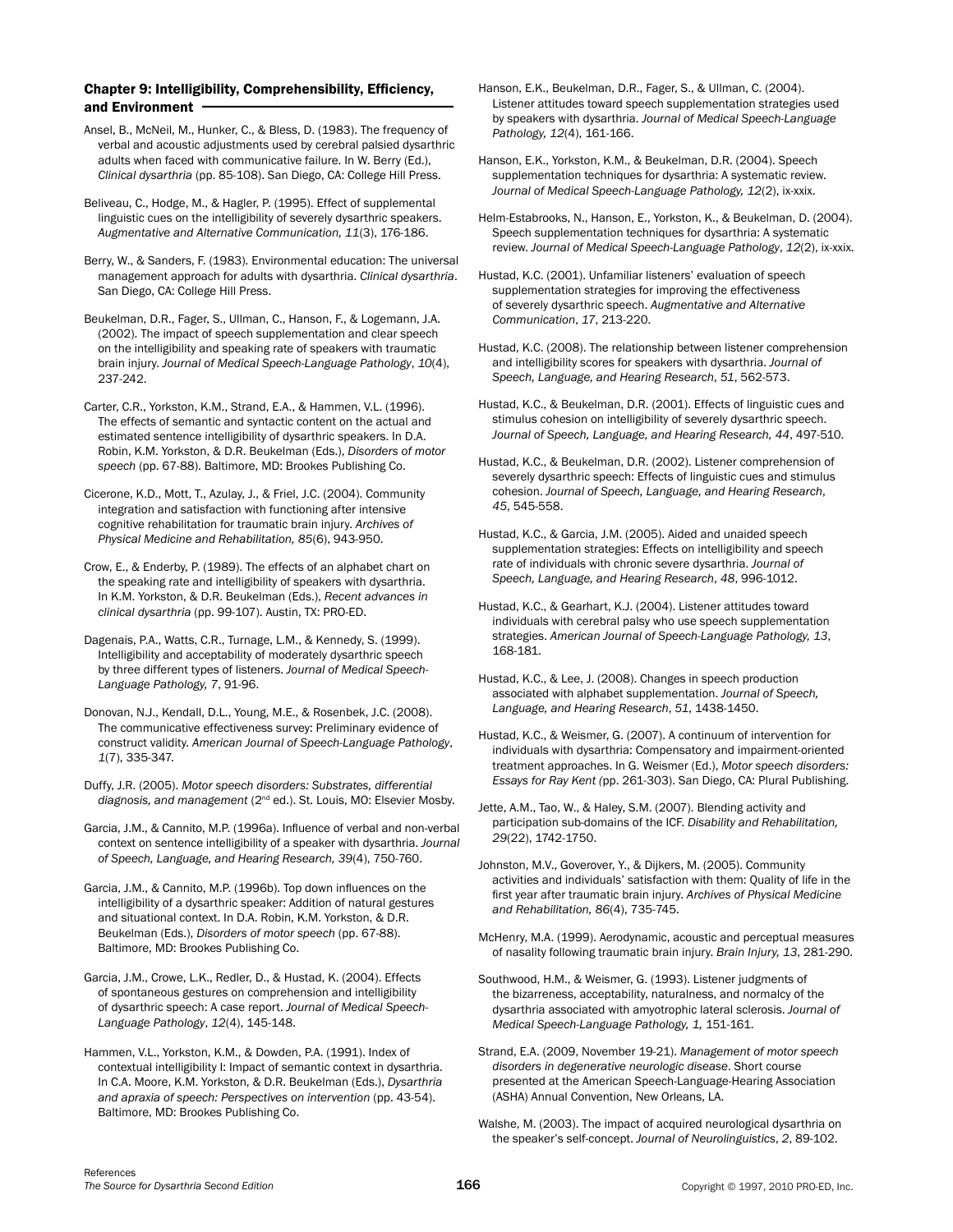## Chapter 9: Intelligibility, Comprehensibility, Efficiency, and Environment

Ansel, B., McNeil, M., Hunker, C., & Bless, D. (1983). The frequency of verbal and acoustic adjustments used by cerebral palsied dysarthric adults when faced with communicative failure. In W. Berry (Ed.), *Clinical dysarthria* (pp. 85-108). San Diego, CA: College Hill Press.

Beliveau, C., Hodge, M., & Hagler, P. (1995). Effect of supplemental linguistic cues on the intelligibility of severely dysarthric speakers. *Augmentative and Alternative Communication, 11*(3), 176-186.

Berry, W., & Sanders, F. (1983). Environmental education: The universal management approach for adults with dysarthria. *Clinical dysarthria*. San Diego, CA: College Hill Press.

Beukelman, D.R., Fager, S., Ullman, C., Hanson, F., & Logemann, J.A. (2002). The impact of speech supplementation and clear speech on the intelligibility and speaking rate of speakers with traumatic brain injury. *Journal of Medical Speech-Language Pathology*, *10*(4), 237-242.

Carter, C.R., Yorkston, K.M., Strand, E.A., & Hammen, V.L. (1996). The effects of semantic and syntactic content on the actual and estimated sentence intelligibility of dysarthric speakers. In D.A. Robin, K.M. Yorkston, & D.R. Beukelman (Eds.), *Disorders of motor speech* (pp. 67-88). Baltimore, MD: Brookes Publishing Co.

Cicerone, K.D., Mott, T., Azulay, J., & Friel, J.C. (2004). Community integration and satisfaction with functioning after intensive cognitive rehabilitation for traumatic brain injury. *Archives of Physical Medicine and Rehabilitation, 85*(6), 943-950.

Crow, E., & Enderby, P. (1989). The effects of an alphabet chart on the speaking rate and intelligibility of speakers with dysarthria. In K.M. Yorkston, & D.R. Beukelman (Eds.), *Recent advances in clinical dysarthria* (pp. 99-107). Austin, TX: PRO-ED.

Dagenais, P.A., Watts, C.R., Turnage, L.M., & Kennedy, S. (1999). Intelligibility and acceptability of moderately dysarthric speech by three different types of listeners. *Journal of Medical Speech-Language Pathology, 7*, 91-96.

Donovan, N.J., Kendall, D.L., Young, M.E., & Rosenbek, J.C. (2008). The communicative effectiveness survey: Preliminary evidence of construct validity. *American Journal of Speech-Language Pathology*, *1*(7), 335-347.

Duffy, J.R. (2005). *Motor speech disorders: Substrates, differential diagnosis, and management* (2nd ed.). St. Louis, MO: Elsevier Mosby.

Garcia, J.M., & Cannito, M.P. (1996a). Influence of verbal and non-verbal context on sentence intelligibility of a speaker with dysarthria. *Journal of Speech, Language, and Hearing Research, 39*(4), 750-760.

Garcia, J.M., & Cannito, M.P. (1996b). Top down influences on the intelligibility of a dysarthric speaker: Addition of natural gestures and situational context. In D.A. Robin, K.M. Yorkston, & D.R. Beukelman (Eds.), *Disorders of motor speech* (pp. 67-88). Baltimore, MD: Brookes Publishing Co.

Garcia, J.M., Crowe, L.K., Redler, D., & Hustad, K. (2004). Effects of spontaneous gestures on comprehension and intelligibility of dysarthric speech: A case report. *Journal of Medical Speech-Language Pathology*, *12*(4), 145-148.

Hammen, V.L., Yorkston, K.M., & Dowden, P.A. (1991). Index of contextual intelligibility I: Impact of semantic context in dysarthria. In C.A. Moore, K.M. Yorkston, & D.R. Beukelman (Eds.), *Dysarthria and apraxia of speech: Perspectives on intervention* (pp. 43-54). Baltimore, MD: Brookes Publishing Co.

Hanson, E.K., Beukelman, D.R., Fager, S., & Ullman, C. (2004). Listener attitudes toward speech supplementation strategies used by speakers with dysarthria. *Journal of Medical Speech-Language Pathology, 12*(4), 161-166.

Hanson, E.K., Yorkston, K.M., & Beukelman, D.R. (2004). Speech supplementation techniques for dysarthria: A systematic review. *Journal of Medical Speech-Language Pathology, 12*(2), ix-xxix.

Helm-Estabrooks, N., Hanson, E., Yorkston, K., & Beukelman, D. (2004). Speech supplementation techniques for dysarthria: A systematic review. *Journal of Medical Speech-Language Pathology*, *12*(2), ix-xxix.

Hustad, K.C. (2001). Unfamiliar listeners' evaluation of speech supplementation strategies for improving the effectiveness of severely dysarthric speech. *Augmentative and Alternative Communication*, *17*, 213-220.

Hustad, K.C. (2008). The relationship between listener comprehension and intelligibility scores for speakers with dysarthria. *Journal of Speech, Language, and Hearing Research*, *51*, 562-573.

Hustad, K.C., & Beukelman, D.R. (2001). Effects of linguistic cues and stimulus cohesion on intelligibility of severely dysarthric speech. *Journal of Speech, Language, and Hearing Research, 44*, 497-510.

Hustad, K.C., & Beukelman, D.R. (2002). Listener comprehension of severely dysarthric speech: Effects of linguistic cues and stimulus cohesion. *Journal of Speech, Language, and Hearing Research*, *45*, 545-558.

Hustad, K.C., & Garcia, J.M. (2005). Aided and unaided speech supplementation strategies: Effects on intelligibility and speech rate of individuals with chronic severe dysarthria. *Journal of Speech, Language, and Hearing Research*, *48*, 996-1012.

Hustad, K.C., & Gearhart, K.J. (2004). Listener attitudes toward individuals with cerebral palsy who use speech supplementation strategies. *American Journal of Speech-Language Pathology, 13*, 168-181.

Hustad, K.C., & Lee, J. (2008). Changes in speech production associated with alphabet supplementation. *Journal of Speech, Language, and Hearing Research*, *51*, 1438-1450.

Hustad, K.C., & Weismer, G. (2007). A continuum of intervention for individuals with dysarthria: Compensatory and impairment-oriented treatment approaches. In G. Weismer (Ed.), *Motor speech disorders: Essays for Ray Kent (*pp. 261-303). San Diego, CA: Plural Publishing.

Jette, A.M., Tao, W., & Haley, S.M. (2007). Blending activity and participation sub-domains of the ICF. *Disability and Rehabilitation, 29*(22), 1742-1750.

Johnston, M.V., Goverover, Y., & Dijkers, M. (2005). Community activities and individuals' satisfaction with them: Quality of life in the first year after traumatic brain injury. *Archives of Physical Medicine and Rehabilitation, 86*(4), 735-745.

McHenry, M.A. (1999). Aerodynamic, acoustic and perceptual measures of nasality following traumatic brain injury. *Brain Injury, 13*, 281-290.

Southwood, H.M., & Weismer, G. (1993). Listener judgments of the bizarreness, acceptability, naturalness, and normalcy of the dysarthria associated with amyotrophic lateral sclerosis. *Journal of Medical Speech-Language Pathology, 1,* 151-161.

Strand, E.A. (2009, November 19-21). *Management of motor speech disorders in degenerative neurologic disease*. Short course presented at the American Speech-Language-Hearing Association (ASHA) Annual Convention, New Orleans, LA.

Walshe, M. (2003). The impact of acquired neurological dysarthria on the speaker's self-concept. *Journal of Neurolinguistics*, *2*, 89-102.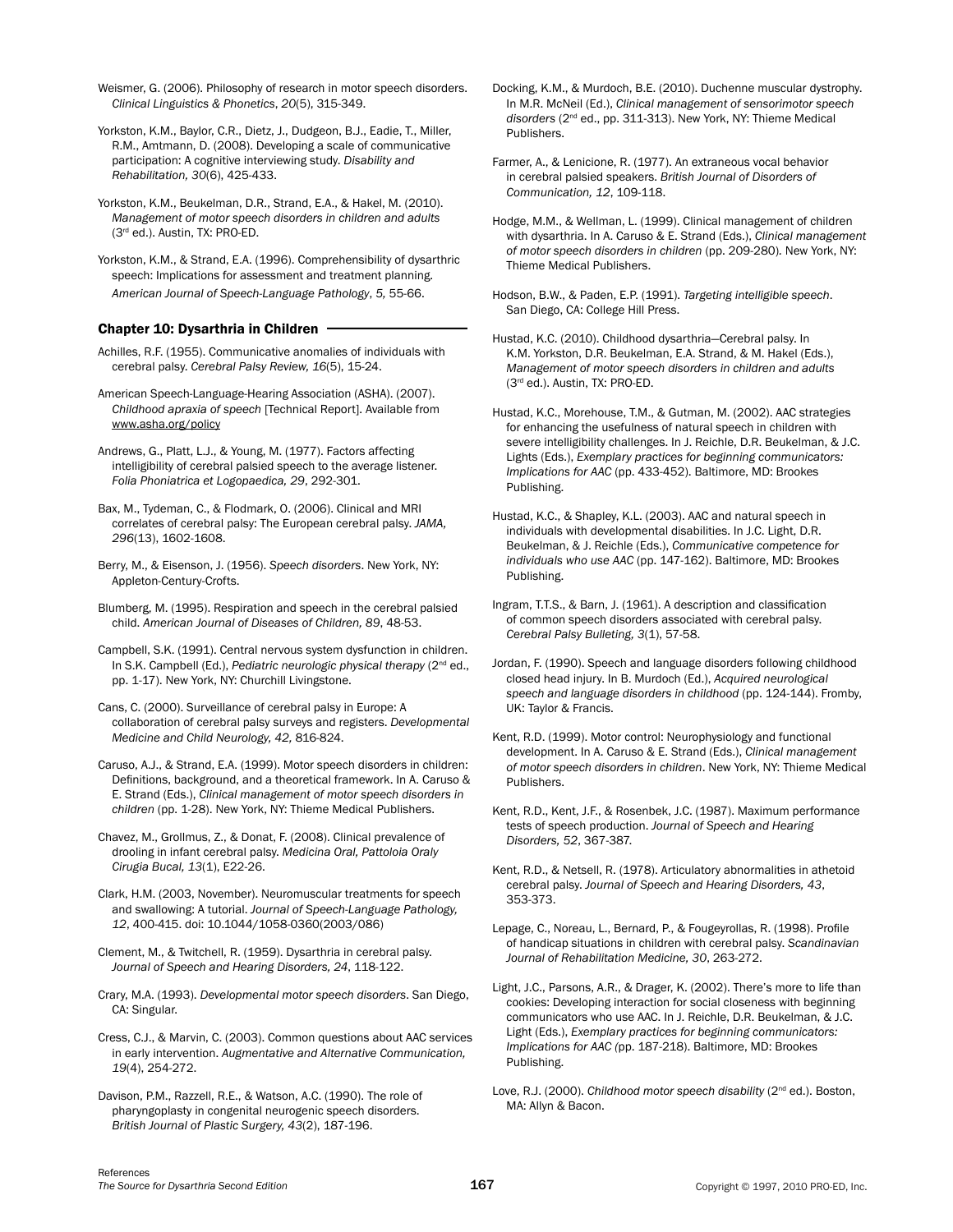Weismer, G. (2006). Philosophy of research in motor speech disorders. *Clinical Linguistics & Phonetics*, *20*(5), 315-349.

Yorkston, K.M., Baylor, C.R., Dietz, J., Dudgeon, B.J., Eadie, T., Miller, R.M., Amtmann, D. (2008). Developing a scale of communicative participation: A cognitive interviewing study. *Disability and Rehabilitation, 30*(6), 425-433.

Yorkston, K.M., Beukelman, D.R., Strand, E.A., & Hakel, M. (2010). *Management of motor speech disorders in children and adults* (3rd ed.). Austin, TX: PRO-ED.

Yorkston, K.M., & Strand, E.A. (1996). Comprehensibility of dysarthric speech: Implications for assessment and treatment planning. *American Journal of Speech-Language Pathology*, *5,* 55-66.

## Chapter 10: Dysarthria in Children

Achilles, R.F. (1955). Communicative anomalies of individuals with cerebral palsy. *Cerebral Palsy Review, 16*(5), 15-24.

American Speech-Language-Hearing Association (ASHA). (2007). *Childhood apraxia of speech* [Technical Report]. Available from www.asha.org/policy

Andrews, G., Platt, L.J., & Young, M. (1977). Factors affecting intelligibility of cerebral palsied speech to the average listener. *Folia Phoniatrica et Logopaedica, 29*, 292-301.

Bax, M., Tydeman, C., & Flodmark, O. (2006). Clinical and MRI correlates of cerebral palsy: The European cerebral palsy. *JAMA, 296*(13), 1602-1608.

Berry, M., & Eisenson, J. (1956). *Speech disorders*. New York, NY: Appleton-Century-Crofts.

Blumberg, M. (1995). Respiration and speech in the cerebral palsied child. *American Journal of Diseases of Children, 89*, 48-53.

Campbell, S.K. (1991). Central nervous system dysfunction in children. In S.K. Campbell (Ed.), *Pediatric neurologic physical therapy* (2nd ed., pp. 1-17). New York, NY: Churchill Livingstone.

Cans, C. (2000). Surveillance of cerebral palsy in Europe: A collaboration of cerebral palsy surveys and registers. *Developmental Medicine and Child Neurology, 42,* 816-824.

Caruso, A.J., & Strand, E.A. (1999). Motor speech disorders in children: Definitions, background, and a theoretical framework. In A. Caruso & E. Strand (Eds.), *Clinical management of motor speech disorders in children* (pp. 1-28). New York, NY: Thieme Medical Publishers.

Chavez, M., Grollmus, Z., & Donat, F. (2008). Clinical prevalence of drooling in infant cerebral palsy. *Medicina Oral, Pattoloia Oraly Cirugia Bucal, 13*(1), E22-26.

Clark, H.M. (2003, November). Neuromuscular treatments for speech and swallowing: A tutorial. *Journal of Speech-Language Pathology, 12*, 400-415. doi: 10.1044/1058-0360(2003/086)

Clement, M., & Twitchell, R. (1959). Dysarthria in cerebral palsy. *Journal of Speech and Hearing Disorders, 24*, 118-122.

Crary, M.A. (1993). *Developmental motor speech disorders*. San Diego, CA: Singular.

Cress, C.J., & Marvin, C. (2003). Common questions about AAC services in early intervention. *Augmentative and Alternative Communication, 19*(4), 254-272.

Davison, P.M., Razzell, R.E., & Watson, A.C. (1990). The role of pharyngoplasty in congenital neurogenic speech disorders. *British Journal of Plastic Surgery, 43*(2), 187-196.

Docking, K.M., & Murdoch, B.E. (2010). Duchenne muscular dystrophy. In M.R. McNeil (Ed.), *Clinical management of sensorimotor speech disorders* (2nd ed., pp. 311-313). New York, NY: Thieme Medical Publishers.

Farmer, A., & Lenicione, R. (1977). An extraneous vocal behavior in cerebral palsied speakers. *British Journal of Disorders of Communication, 12*, 109-118.

Hodge, M.M., & Wellman, L. (1999). Clinical management of children with dysarthria. In A. Caruso & E. Strand (Eds.), *Clinical management of motor speech disorders in children* (pp. 209-280). New York, NY: Thieme Medical Publishers.

Hodson, B.W., & Paden, E.P. (1991). *Targeting intelligible speech*. San Diego, CA: College Hill Press.

Hustad, K.C. (2010). Childhood dysarthria—Cerebral palsy. In K.M. Yorkston, D.R. Beukelman, E.A. Strand, & M. Hakel (Eds.), *Management of motor speech disorders in children and adults* (3rd ed.). Austin, TX: PRO-ED.

Hustad, K.C., Morehouse, T.M., & Gutman, M. (2002). AAC strategies for enhancing the usefulness of natural speech in children with severe intelligibility challenges. In J. Reichle, D.R. Beukelman, & J.C. Lights (Eds.), *Exemplary practices for beginning communicators: Implications for AAC* (pp. 433-452). Baltimore, MD: Brookes Publishing.

Hustad, K.C., & Shapley, K.L. (2003). AAC and natural speech in individuals with developmental disabilities. In J.C. Light, D.R. Beukelman, & J. Reichle (Eds.), *Communicative competence for individuals who use AAC* (pp. 147-162). Baltimore, MD: Brookes Publishing.

Ingram, T.T.S., & Barn, J. (1961). A description and classification of common speech disorders associated with cerebral palsy. *Cerebral Palsy Bulleting, 3*(1), 57-58.

Jordan, F. (1990). Speech and language disorders following childhood closed head injury. In B. Murdoch (Ed.), *Acquired neurological speech and language disorders in childhood* (pp. 124-144). Fromby, UK: Taylor & Francis.

Kent, R.D. (1999). Motor control: Neurophysiology and functional development. In A. Caruso & E. Strand (Eds.), *Clinical management of motor speech disorders in children*. New York, NY: Thieme Medical Publishers.

Kent, R.D., Kent, J.F., & Rosenbek, J.C. (1987). Maximum performance tests of speech production. *Journal of Speech and Hearing Disorders, 52*, 367-387.

Kent, R.D., & Netsell, R. (1978). Articulatory abnormalities in athetoid cerebral palsy. *Journal of Speech and Hearing Disorders, 43*, 353-373.

Lepage, C., Noreau, L., Bernard, P., & Fougeyrollas, R. (1998). Profile of handicap situations in children with cerebral palsy. *Scandinavian Journal of Rehabilitation Medicine, 30*, 263-272.

Light, J.C., Parsons, A.R., & Drager, K. (2002). There's more to life than cookies: Developing interaction for social closeness with beginning communicators who use AAC. In J. Reichle, D.R. Beukelman, & J.C. Light (Eds.), *Exemplary practices for beginning communicators: Implications for AAC (*pp. 187-218). Baltimore, MD: Brookes Publishing.

Love, R.J. (2000). *Childhood motor speech disability* (2nd ed.). Boston, MA: Allyn & Bacon.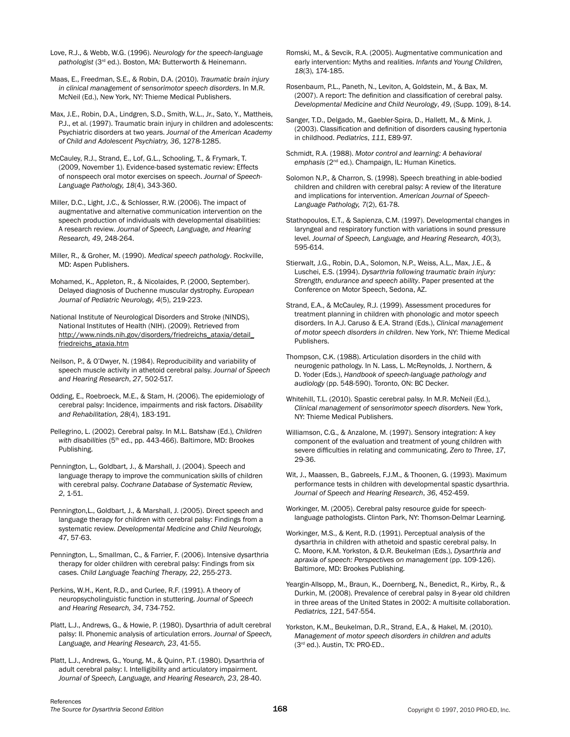Love, R.J., & Webb, W.G. (1996). *Neurology for the speech-language pathologist* (3rd ed.). Boston, MA: Butterworth & Heinemann.

Maas, E., Freedman, S.E., & Robin, D.A. (2010). *Traumatic brain injury in clinical management of sensorimotor speech disorders*. In M.R. McNeil (Ed.), New York, NY: Thieme Medical Publishers.

Max, J.E., Robin, D.A., Lindgren, S.D., Smith, W.L., Jr., Sato, Y., Mattheis, P.J., et al. (1997). Traumatic brain injury in children and adolescents: Psychiatric disorders at two years. *Journal of the American Academy of Child and Adolescent Psychiatry, 36*, 1278-1285.

McCauley, R.J., Strand, E., Lof, G.L., Schooling, T., & Frymark, T. (2009, November 1). Evidence-based systematic review: Effects of nonspeech oral motor exercises on speech. *Journal of Speech-Language Pathology, 18*(4), 343-360.

Miller, D.C., Light, J.C., & Schlosser, R.W. (2006). The impact of augmentative and alternative communication intervention on the speech production of individuals with developmental disabilities: A research review. *Journal of Speech, Language, and Hearing Research, 49*, 248-264.

Miller, R., & Groher, M. (1990). *Medical speech pathology*. Rockville, MD: Aspen Publishers.

Mohamed, K., Appleton, R., & Nicolaides, P. (2000, September). Delayed diagnosis of Duchenne muscular dystrophy. *European Journal of Pediatric Neurology, 4*(5), 219-223.

National Institute of Neurological Disorders and Stroke (NINDS), National Institutes of Health (NIH). (2009). Retrieved from http://www.ninds.nih.gov/disorders/friedreichs_ataxia/detail_friedreichs_ataxia.htm

Neilson, P., & O'Dwyer, N. (1984). Reproducibility and variability of speech muscle activity in athetoid cerebral palsy. *Journal of Speech and Hearing Research*, *27*, 502-517.

Odding, E., Roebroeck, M.E., & Stam, H. (2006). The epidemiology of cerebral palsy: Incidence, impairments and risk factors. *Disability and Rehabilitation, 28*(4), 183-191.

Pellegrino, L. (2002). Cerebral palsy. In M.L. Batshaw (Ed.), *Children with disabilities* (5th ed., pp. 443-466). Baltimore, MD: Brookes Publishing.

Pennington, L., Goldbart, J., & Marshall, J. (2004). Speech and language therapy to improve the communication skills of children with cerebral palsy. *Cochrane Database of Systematic Review, 2*, 1-51.

Pennington,L., Goldbart, J., & Marshall, J. (2005). Direct speech and language therapy for children with cerebral palsy: Findings from a systematic review. *Developmental Medicine and Child Neurology, 47*, 57-63.

Pennington, L., Smallman, C., & Farrier, F. (2006). Intensive dysarthria therapy for older children with cerebral palsy: Findings from six cases. *Child Language Teaching Therapy, 22*, 255-273.

Perkins, W.H., Kent, R.D., and Curlee, R.F. (1991). A theory of neuropsycholinguistic function in stuttering. *Journal of Speech and Hearing Research, 34*, 734-752.

Platt, L.J., Andrews, G., & Howie, P. (1980). Dysarthria of adult cerebral palsy: II. Phonemic analysis of articulation errors. *Journal of Speech, Language, and Hearing Research, 23*, 41-55.

Platt, L.J., Andrews, G., Young, M., & Quinn, P.T. (1980). Dysarthria of adult cerebral palsy: I. Intelligibility and articulatory impairment. *Journal of Speech, Language, and Hearing Research, 23*, 28-40.

Romski, M., & Sevcik, R.A. (2005). Augmentative communication and early intervention: Myths and realities. *Infants and Young Children, 18*(3), 174-185.

Rosenbaum, P.L., Paneth, N., Leviton, A, Goldstein, M., & Bax, M. (2007). A report: The definition and classification of cerebral palsy. *Developmental Medicine and Child Neurology*, *49*, (Supp. 109), 8-14.

Sanger, T.D., Delgado, M., Gaebler-Spira, D., Hallett, M., & Mink, J. (2003). Classification and definition of disorders causing hypertonia in childhood. *Pediatrics*, *111*, E89-97.

Schmidt, R.A. (1988). *Motor control and learning: A behavioral emphasis* (2nd ed.). Champaign, IL: Human Kinetics.

Solomon N.P., & Charron, S. (1998). Speech breathing in able-bodied children and children with cerebral palsy: A review of the literature and implications for intervention. *American Journal of Speech-Language Pathology, 7*(2), 61-78.

Stathopoulos, E.T., & Sapienza, C.M. (1997). Developmental changes in laryngeal and respiratory function with variations in sound pressure level. *Journal of Speech, Language, and Hearing Research, 40*(3), 595-614.

Stierwalt, J.G., Robin, D.A., Solomon, N.P., Weiss, A.L., Max, J.E., & Luschei, E.S. (1994). *Dysarthria following traumatic brain injury: Strength, endurance and speech ability*. Paper presented at the Conference on Motor Speech, Sedona, AZ.

Strand, E.A., & McCauley, R.J. (1999). Assessment procedures for treatment planning in children with phonologic and motor speech disorders. In A.J. Caruso & E.A. Strand (Eds.), *Clinical management of motor speech disorders in children*. New York, NY: Thieme Medical Publishers.

Thompson, C.K. (1988). Articulation disorders in the child with neurogenic pathology. In N. Lass, L. McReynolds, J. Northern, & D. Yoder (Eds.), *Handbook of speech-language pathology and audiology* (pp. 548-590). Toronto, ON: BC Decker.

Whitehill, T.L. (2010). Spastic cerebral palsy. In M.R. McNeil (Ed.), *Clinical management of sensorimotor speech disorders.* New York, NY: Thieme Medical Publishers.

Williamson, C.G., & Anzalone, M. (1997). Sensory integration: A key component of the evaluation and treatment of young children with severe difficulties in relating and communicating. *Zero to Three*, *17*, 29-36.

Wit, J., Maassen, B., Gabreels, F.J.M., & Thoonen, G. (1993). Maximum performance tests in children with developmental spastic dysarthria. *Journal of Speech and Hearing Research*, *36*, 452-459.

Workinger, M. (2005). Cerebral palsy resource guide for speech-language pathologists. Clinton Park, NY: Thomson-Delmar Learning.

Workinger, M.S., & Kent, R.D. (1991). Perceptual analysis of the dysarthria in children with athetoid and spastic cerebral palsy. In C. Moore, K.M. Yorkston, & D.R. Beukelman (Eds.), *Dysarthria and apraxia of speech: Perspectives on management* (pp. 109-126). Baltimore, MD: Brookes Publishing.

Yeargin-Allsopp, M., Braun, K., Doernberg, N., Benedict, R., Kirby, R., & Durkin, M. (2008). Prevalence of cerebral palsy in 8-year old children in three areas of the United States in 2002: A multisite collaboration. *Pediatrics, 121*, 547-554.

Yorkston, K.M., Beukelman, D.R., Strand, E.A., & Hakel, M. (2010). *Management of motor speech disorders in children and adults* (3rd ed.). Austin, TX: PRO-ED..